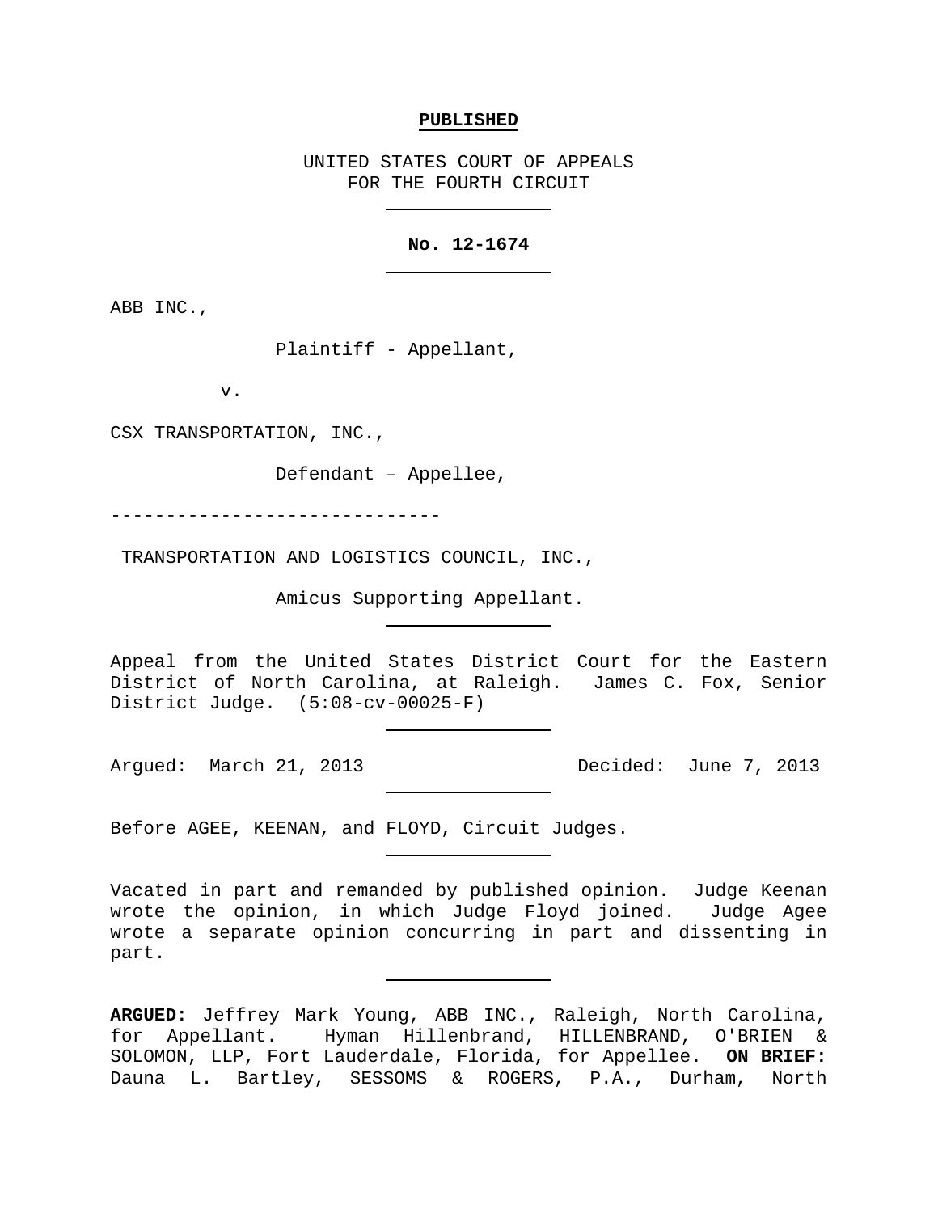**PUBLISHED**

UNITED STATES COURT OF APPEALS
FOR THE FOURTH CIRCUIT

---

**No. 12-1674**

---

ABB INC.,

Plaintiff - Appellant,

v.

CSX TRANSPORTATION, INC.,

Defendant – Appellee,

------------------------------

TRANSPORTATION AND LOGISTICS COUNCIL, INC.,

Amicus Supporting Appellant.

---

Appeal from the United States District Court for the Eastern District of North Carolina, at Raleigh. James C. Fox, Senior District Judge. (5:08-cv-00025-F)

---

Argued: March 21, 2013 Decided: June 7, 2013

---

Before AGEE, KEENAN, and FLOYD, Circuit Judges.

---

Vacated in part and remanded by published opinion. Judge Keenan wrote the opinion, in which Judge Floyd joined. Judge Agee wrote a separate opinion concurring in part and dissenting in part.

---

**ARGUED:** Jeffrey Mark Young, ABB INC., Raleigh, North Carolina, for Appellant. Hyman Hillenbrand, HILLENBRAND, O'BRIEN & SOLOMON, LLP, Fort Lauderdale, Florida, for Appellee. **ON BRIEF:** Dauna L. Bartley, SESSOMS & ROGERS, P.A., Durham, North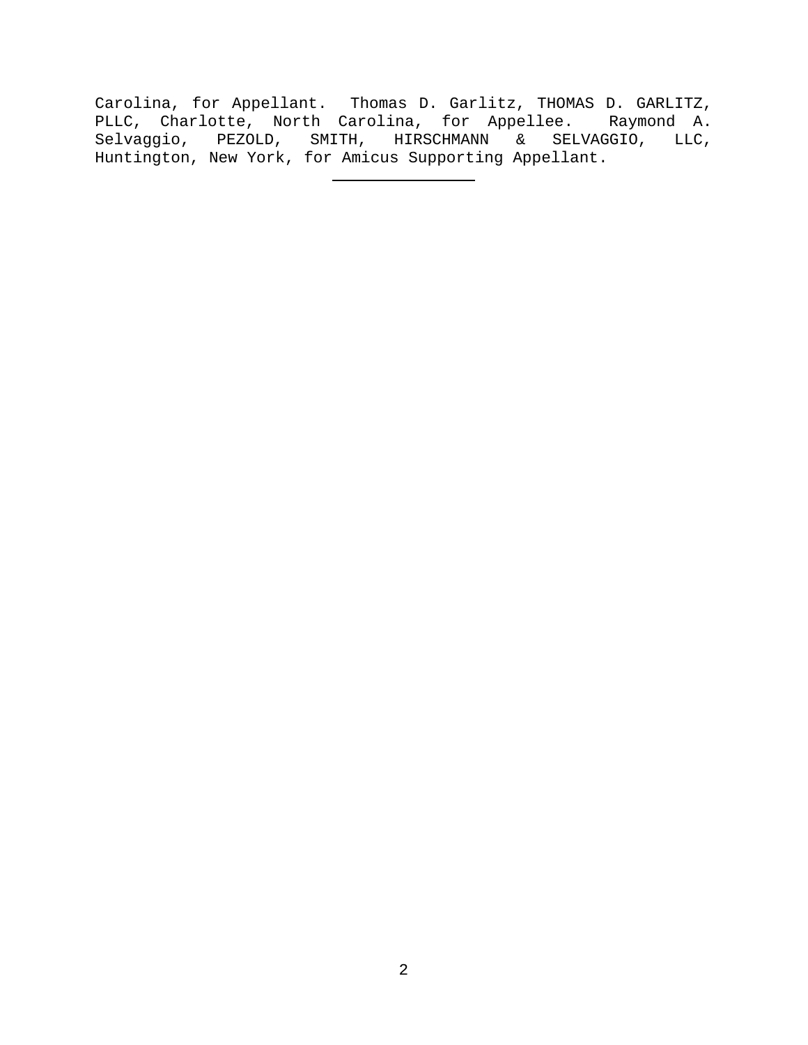Carolina, for Appellant. Thomas D. Garlitz, THOMAS D. GARLITZ, PLLC, Charlotte, North Carolina, for Appellee. Raymond A. Selvaggio, PEZOLD, SMITH, HIRSCHMANN & SELVAGGIO, LLC, Huntington, New York, for Amicus Supporting Appellant.

---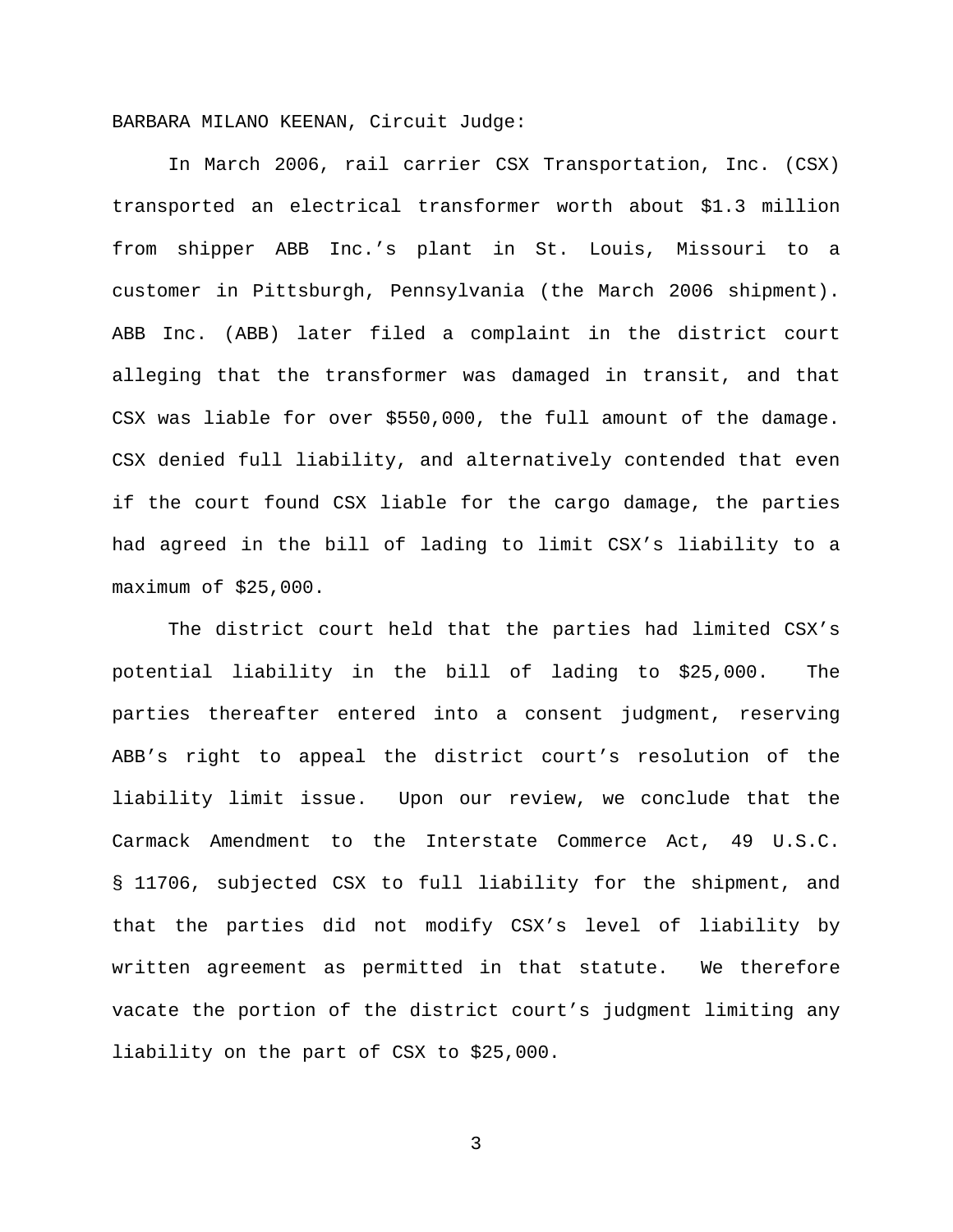BARBARA MILANO KEENAN, Circuit Judge:

In March 2006, rail carrier CSX Transportation, Inc. (CSX) transported an electrical transformer worth about $1.3 million from shipper ABB Inc.'s plant in St. Louis, Missouri to a customer in Pittsburgh, Pennsylvania (the March 2006 shipment). ABB Inc. (ABB) later filed a complaint in the district court alleging that the transformer was damaged in transit, and that CSX was liable for over $550,000, the full amount of the damage. CSX denied full liability, and alternatively contended that even if the court found CSX liable for the cargo damage, the parties had agreed in the bill of lading to limit CSX's liability to a maximum of $25,000.

The district court held that the parties had limited CSX's potential liability in the bill of lading to $25,000. The parties thereafter entered into a consent judgment, reserving ABB's right to appeal the district court's resolution of the liability limit issue. Upon our review, we conclude that the Carmack Amendment to the Interstate Commerce Act, 49 U.S.C. § 11706, subjected CSX to full liability for the shipment, and that the parties did not modify CSX's level of liability by written agreement as permitted in that statute. We therefore vacate the portion of the district court's judgment limiting any liability on the part of CSX to $25,000.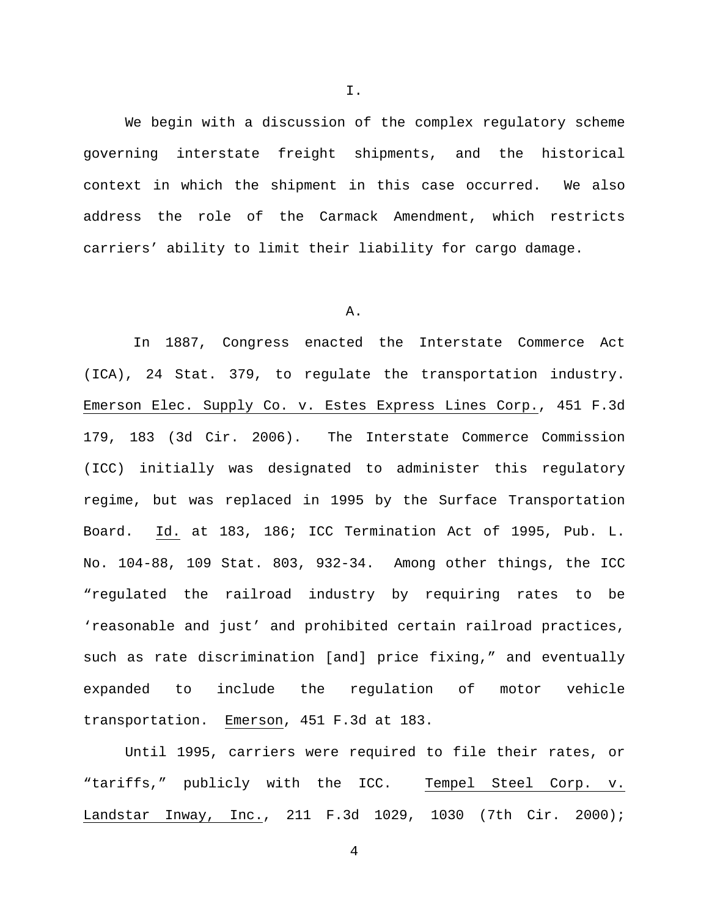I.

We begin with a discussion of the complex regulatory scheme governing interstate freight shipments, and the historical context in which the shipment in this case occurred. We also address the role of the Carmack Amendment, which restricts carriers' ability to limit their liability for cargo damage.

A.

In 1887, Congress enacted the Interstate Commerce Act (ICA), 24 Stat. 379, to regulate the transportation industry. Emerson Elec. Supply Co. v. Estes Express Lines Corp., 451 F.3d 179, 183 (3d Cir. 2006). The Interstate Commerce Commission (ICC) initially was designated to administer this regulatory regime, but was replaced in 1995 by the Surface Transportation Board. Id. at 183, 186; ICC Termination Act of 1995, Pub. L. No. 104-88, 109 Stat. 803, 932-34. Among other things, the ICC "regulated the railroad industry by requiring rates to be 'reasonable and just' and prohibited certain railroad practices, such as rate discrimination [and] price fixing," and eventually expanded to include the regulation of motor vehicle transportation. Emerson, 451 F.3d at 183.

Until 1995, carriers were required to file their rates, or "tariffs," publicly with the ICC. Tempel Steel Corp. v. Landstar Inway, Inc., 211 F.3d 1029, 1030 (7th Cir. 2000);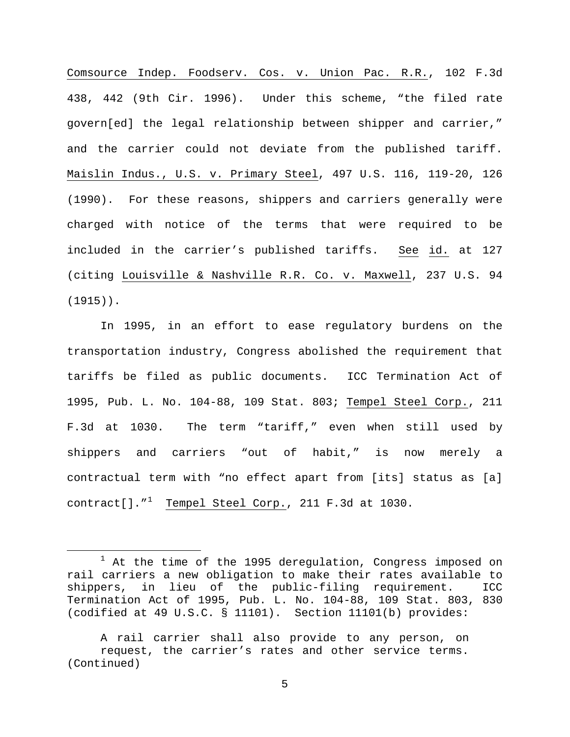Comsource Indep. Foodserv. Cos. v. Union Pac. R.R., 102 F.3d 438, 442 (9th Cir. 1996). Under this scheme, "the filed rate govern[ed] the legal relationship between shipper and carrier," and the carrier could not deviate from the published tariff. Maislin Indus., U.S. v. Primary Steel, 497 U.S. 116, 119-20, 126 (1990). For these reasons, shippers and carriers generally were charged with notice of the terms that were required to be included in the carrier's published tariffs. See id. at 127 (citing Louisville & Nashville R.R. Co. v. Maxwell, 237 U.S. 94 (1915)).

In 1995, in an effort to ease regulatory burdens on the transportation industry, Congress abolished the requirement that tariffs be filed as public documents. ICC Termination Act of 1995, Pub. L. No. 104-88, 109 Stat. 803; Tempel Steel Corp., 211 F.3d at 1030. The term "tariff," even when still used by shippers and carriers "out of habit," is now merely a contractual term with "no effect apart from [its] status as [a] contract[]."[1] Tempel Steel Corp., 211 F.3d at 1030.

---

[1] At the time of the 1995 deregulation, Congress imposed on rail carriers a new obligation to make their rates available to shippers, in lieu of the public-filing requirement. ICC Termination Act of 1995, Pub. L. No. 104-88, 109 Stat. 803, 830 (codified at 49 U.S.C. § 11101). Section 11101(b) provides:

> A rail carrier shall also provide to any person, on request, the carrier's rates and other service terms.

(Continued)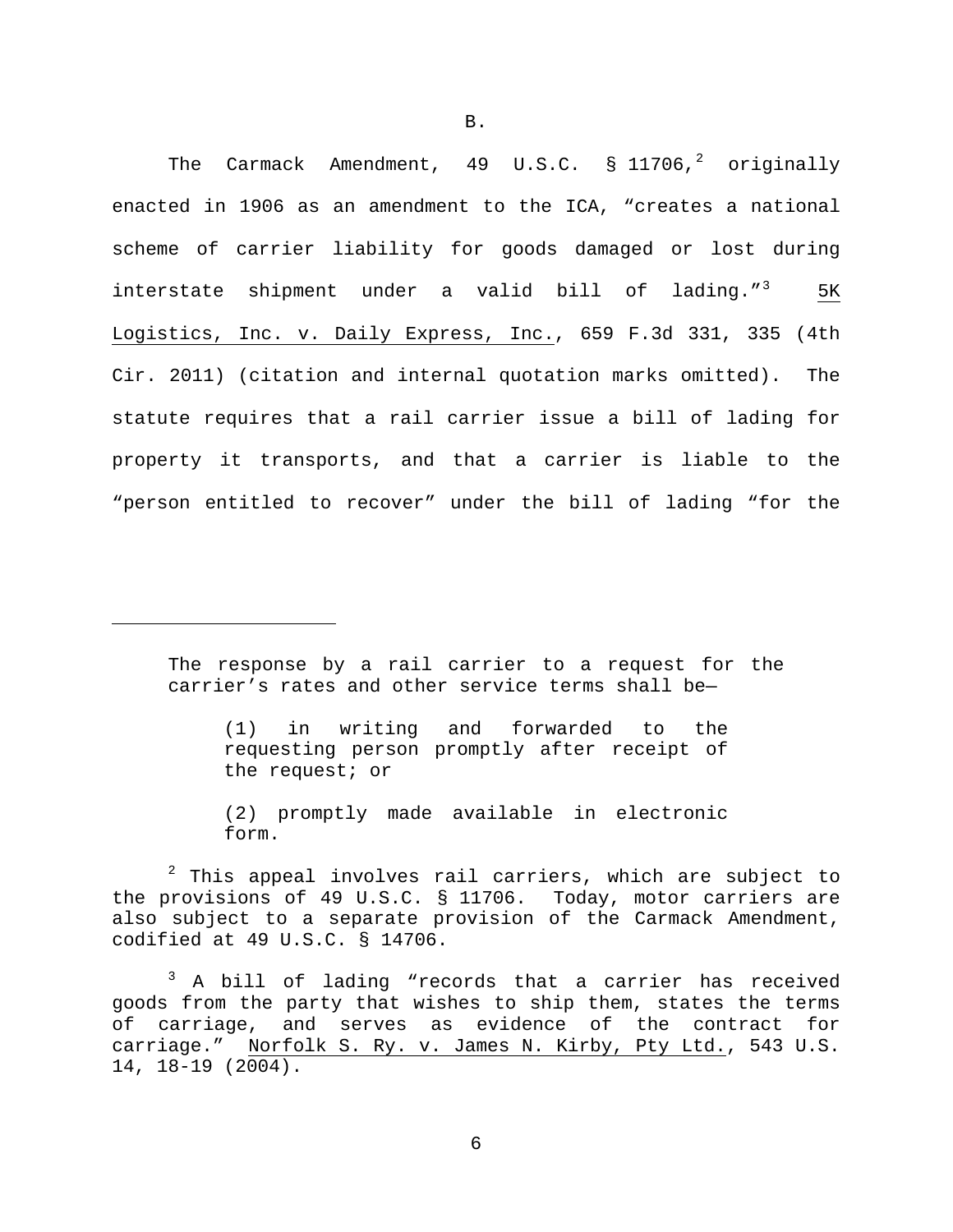B.

The Carmack Amendment, 49 U.S.C. § 11706,[2] originally enacted in 1906 as an amendment to the ICA, "creates a national scheme of carrier liability for goods damaged or lost during interstate shipment under a valid bill of lading."[3] 5K Logistics, Inc. v. Daily Express, Inc., 659 F.3d 331, 335 (4th Cir. 2011) (citation and internal quotation marks omitted). The statute requires that a rail carrier issue a bill of lading for property it transports, and that a carrier is liable to the "person entitled to recover" under the bill of lading "for the

---

> The response by a rail carrier to a request for the carrier's rates and other service terms shall be—
>
> > (1) in writing and forwarded to the requesting person promptly after receipt of the request; or
> >
> > (2) promptly made available in electronic form.

[2] This appeal involves rail carriers, which are subject to the provisions of 49 U.S.C. § 11706. Today, motor carriers are also subject to a separate provision of the Carmack Amendment, codified at 49 U.S.C. § 14706.

[3] A bill of lading "records that a carrier has received goods from the party that wishes to ship them, states the terms of carriage, and serves as evidence of the contract for carriage." Norfolk S. Ry. v. James N. Kirby, Pty Ltd., 543 U.S. 14, 18-19 (2004).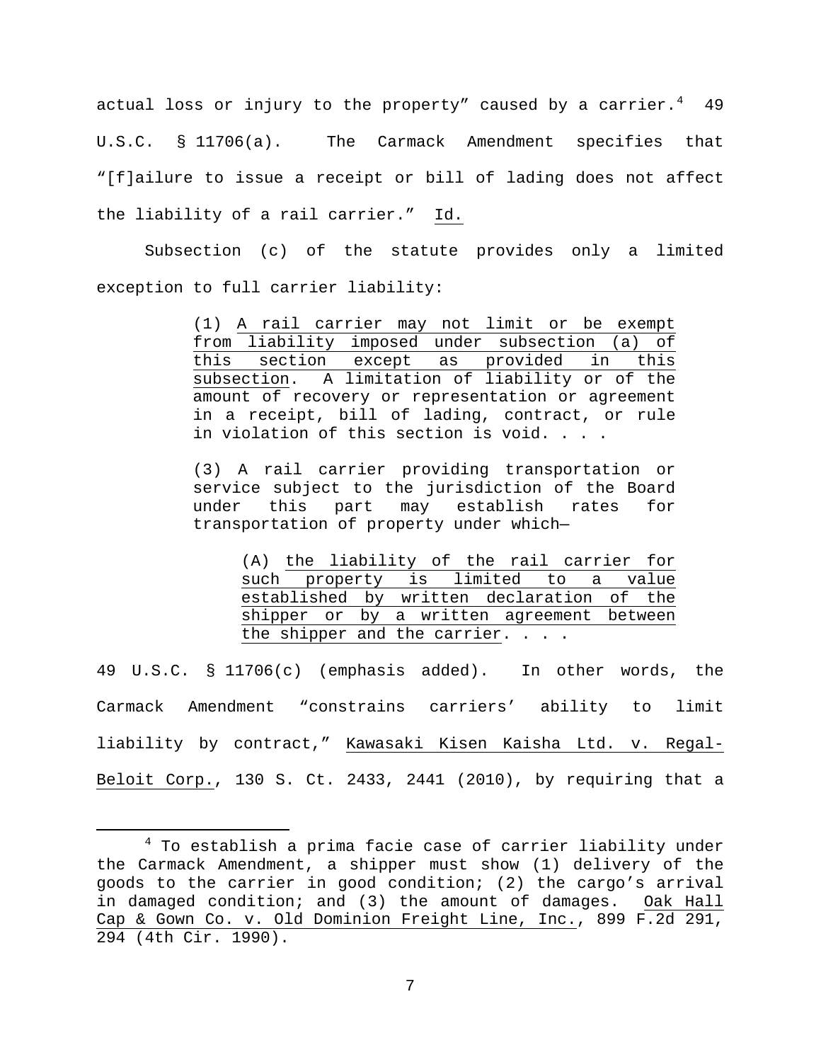actual loss or injury to the property" caused by a carrier.[4] 49 U.S.C. § 11706(a). The Carmack Amendment specifies that "[f]ailure to issue a receipt or bill of lading does not affect the liability of a rail carrier." Id.

Subsection (c) of the statute provides only a limited exception to full carrier liability:

> (1) A rail carrier may not limit or be exempt from liability imposed under subsection (a) of this section except as provided in this subsection. A limitation of liability or of the amount of recovery or representation or agreement in a receipt, bill of lading, contract, or rule in violation of this section is void. . . .
>
> (3) A rail carrier providing transportation or service subject to the jurisdiction of the Board under this part may establish rates for transportation of property under which—
>
> > (A) the liability of the rail carrier for such property is limited to a value established by written declaration of the shipper or by a written agreement between the shipper and the carrier. . . .

49 U.S.C. § 11706(c) (emphasis added). In other words, the Carmack Amendment "constrains carriers' ability to limit liability by contract," Kawasaki Kisen Kaisha Ltd. v. Regal-Beloit Corp., 130 S. Ct. 2433, 2441 (2010), by requiring that a

[4] To establish a prima facie case of carrier liability under the Carmack Amendment, a shipper must show (1) delivery of the goods to the carrier in good condition; (2) the cargo's arrival in damaged condition; and (3) the amount of damages. Oak Hall Cap & Gown Co. v. Old Dominion Freight Line, Inc., 899 F.2d 291, 294 (4th Cir. 1990).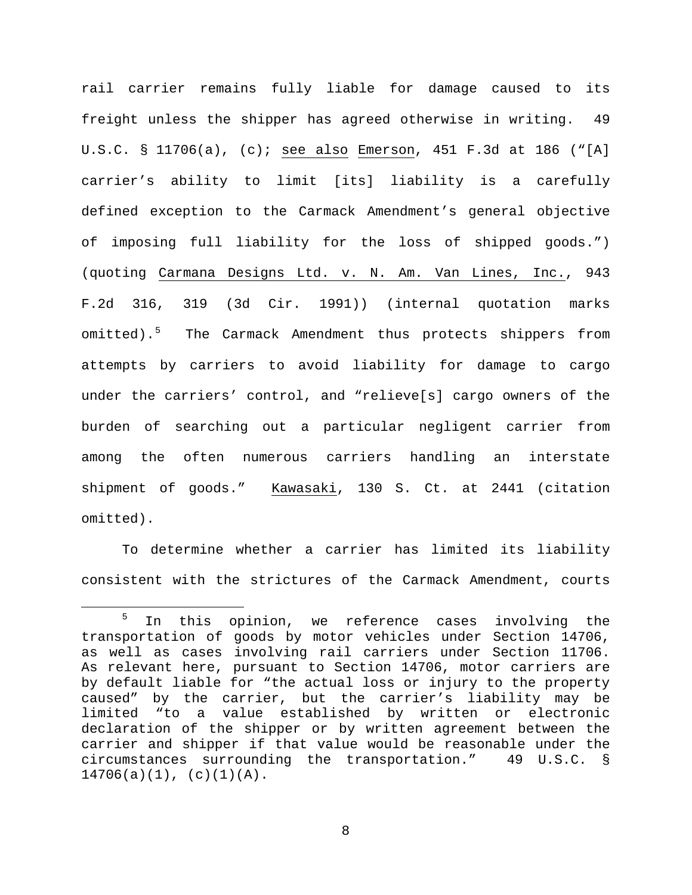rail carrier remains fully liable for damage caused to its freight unless the shipper has agreed otherwise in writing. 49 U.S.C. § 11706(a), (c); see also Emerson, 451 F.3d at 186 ("[A] carrier's ability to limit [its] liability is a carefully defined exception to the Carmack Amendment's general objective of imposing full liability for the loss of shipped goods.") (quoting Carmana Designs Ltd. v. N. Am. Van Lines, Inc., 943 F.2d 316, 319 (3d Cir. 1991)) (internal quotation marks omitted).[5] The Carmack Amendment thus protects shippers from attempts by carriers to avoid liability for damage to cargo under the carriers' control, and "relieve[s] cargo owners of the burden of searching out a particular negligent carrier from among the often numerous carriers handling an interstate shipment of goods." Kawasaki, 130 S. Ct. at 2441 (citation omitted).

To determine whether a carrier has limited its liability consistent with the strictures of the Carmack Amendment, courts

---

[5] In this opinion, we reference cases involving the transportation of goods by motor vehicles under Section 14706, as well as cases involving rail carriers under Section 11706. As relevant here, pursuant to Section 14706, motor carriers are by default liable for "the actual loss or injury to the property caused" by the carrier, but the carrier's liability may be limited "to a value established by written or electronic declaration of the shipper or by written agreement between the carrier and shipper if that value would be reasonable under the circumstances surrounding the transportation." 49 U.S.C. § 14706(a)(1), (c)(1)(A).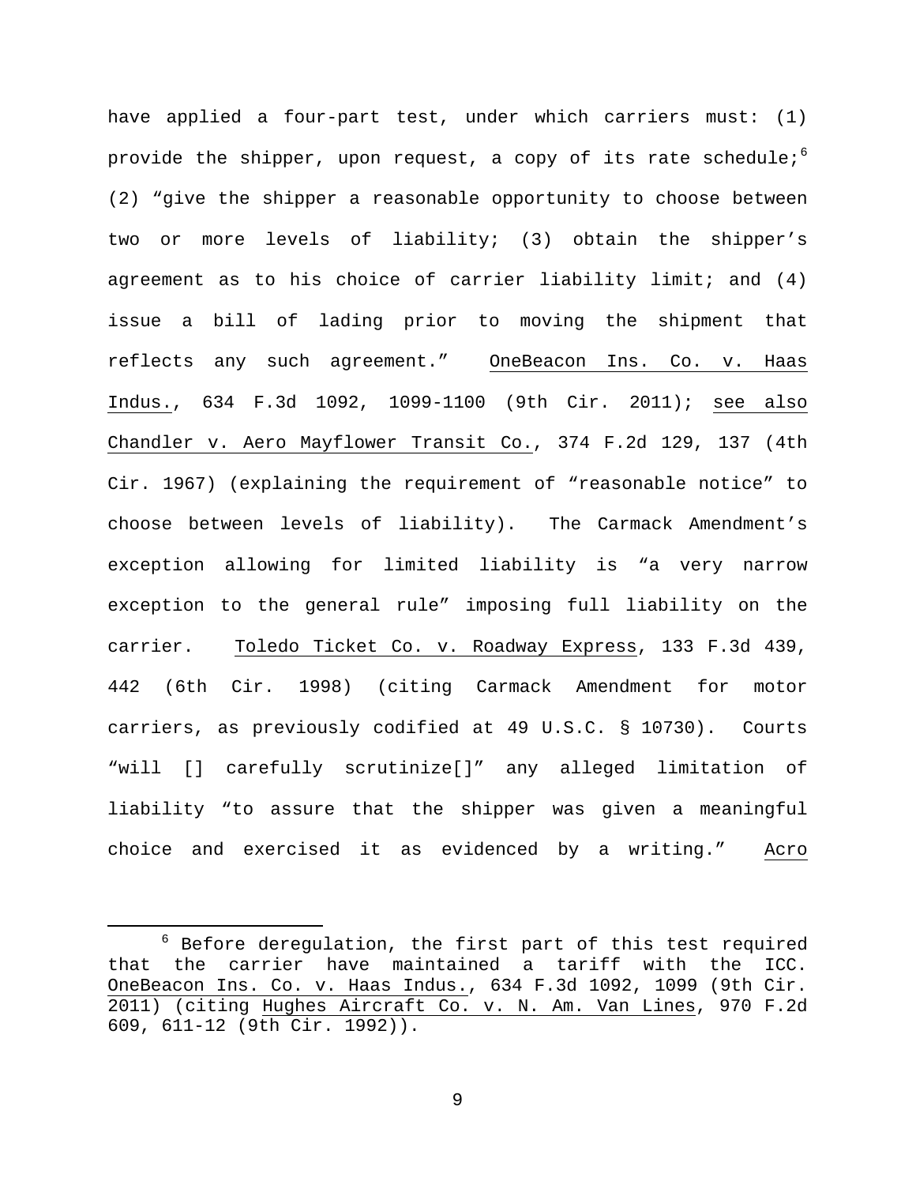have applied a four-part test, under which carriers must: (1) provide the shipper, upon request, a copy of its rate schedule;[6] (2) "give the shipper a reasonable opportunity to choose between two or more levels of liability; (3) obtain the shipper's agreement as to his choice of carrier liability limit; and (4) issue a bill of lading prior to moving the shipment that reflects any such agreement." OneBeacon Ins. Co. v. Haas Indus., 634 F.3d 1092, 1099-1100 (9th Cir. 2011); see also Chandler v. Aero Mayflower Transit Co., 374 F.2d 129, 137 (4th Cir. 1967) (explaining the requirement of "reasonable notice" to choose between levels of liability). The Carmack Amendment's exception allowing for limited liability is "a very narrow exception to the general rule" imposing full liability on the carrier. Toledo Ticket Co. v. Roadway Express, 133 F.3d 439, 442 (6th Cir. 1998) (citing Carmack Amendment for motor carriers, as previously codified at 49 U.S.C. § 10730). Courts "will [] carefully scrutinize[]" any alleged limitation of liability "to assure that the shipper was given a meaningful choice and exercised it as evidenced by a writing." Acro

[6] Before deregulation, the first part of this test required that the carrier have maintained a tariff with the ICC. OneBeacon Ins. Co. v. Haas Indus., 634 F.3d 1092, 1099 (9th Cir. 2011) (citing Hughes Aircraft Co. v. N. Am. Van Lines, 970 F.2d 609, 611-12 (9th Cir. 1992)).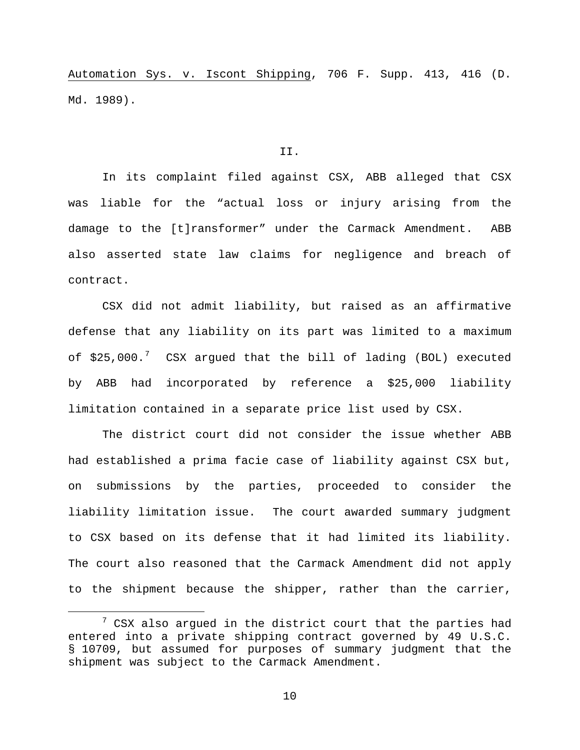Automation Sys. v. Iscont Shipping, 706 F. Supp. 413, 416 (D. Md. 1989).

## II.

In its complaint filed against CSX, ABB alleged that CSX was liable for the "actual loss or injury arising from the damage to the [t]ransformer" under the Carmack Amendment. ABB also asserted state law claims for negligence and breach of contract.

CSX did not admit liability, but raised as an affirmative defense that any liability on its part was limited to a maximum of $25,000.[7] CSX argued that the bill of lading (BOL) executed by ABB had incorporated by reference a $25,000 liability limitation contained in a separate price list used by CSX.

The district court did not consider the issue whether ABB had established a prima facie case of liability against CSX but, on submissions by the parties, proceeded to consider the liability limitation issue. The court awarded summary judgment to CSX based on its defense that it had limited its liability. The court also reasoned that the Carmack Amendment did not apply to the shipment because the shipper, rather than the carrier,

---

[7] CSX also argued in the district court that the parties had entered into a private shipping contract governed by 49 U.S.C. § 10709, but assumed for purposes of summary judgment that the shipment was subject to the Carmack Amendment.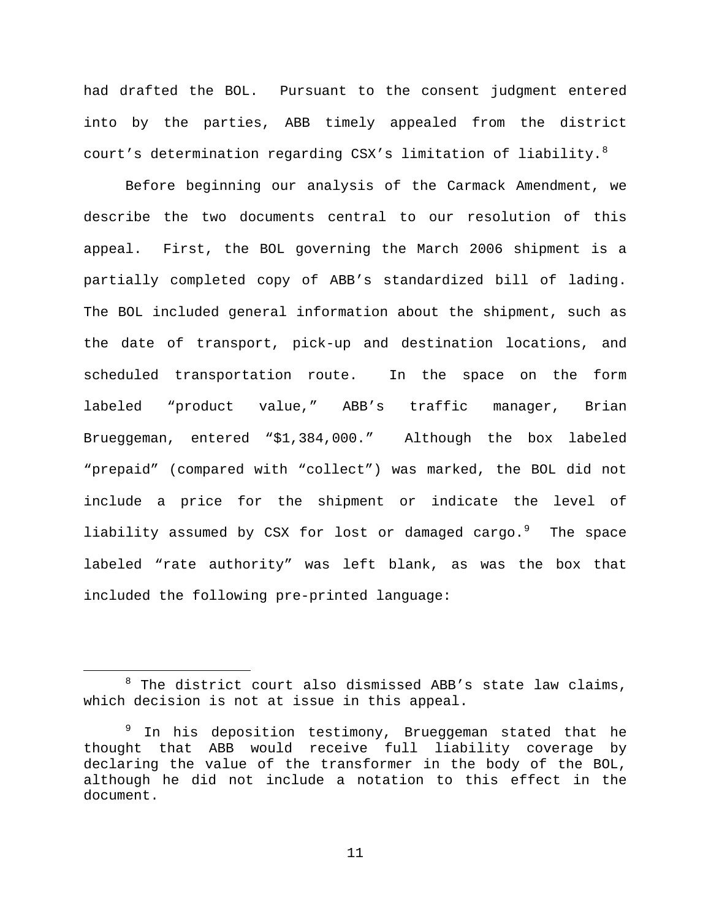had drafted the BOL. Pursuant to the consent judgment entered into by the parties, ABB timely appealed from the district court's determination regarding CSX's limitation of liability.[8]

Before beginning our analysis of the Carmack Amendment, we describe the two documents central to our resolution of this appeal. First, the BOL governing the March 2006 shipment is a partially completed copy of ABB's standardized bill of lading. The BOL included general information about the shipment, such as the date of transport, pick-up and destination locations, and scheduled transportation route. In the space on the form labeled "product value," ABB's traffic manager, Brian Brueggeman, entered "$1,384,000." Although the box labeled "prepaid" (compared with "collect") was marked, the BOL did not include a price for the shipment or indicate the level of liability assumed by CSX for lost or damaged cargo.[9] The space labeled "rate authority" was left blank, as was the box that included the following pre-printed language:

---

[8] The district court also dismissed ABB's state law claims, which decision is not at issue in this appeal.

[9] In his deposition testimony, Brueggeman stated that he thought that ABB would receive full liability coverage by declaring the value of the transformer in the body of the BOL, although he did not include a notation to this effect in the document.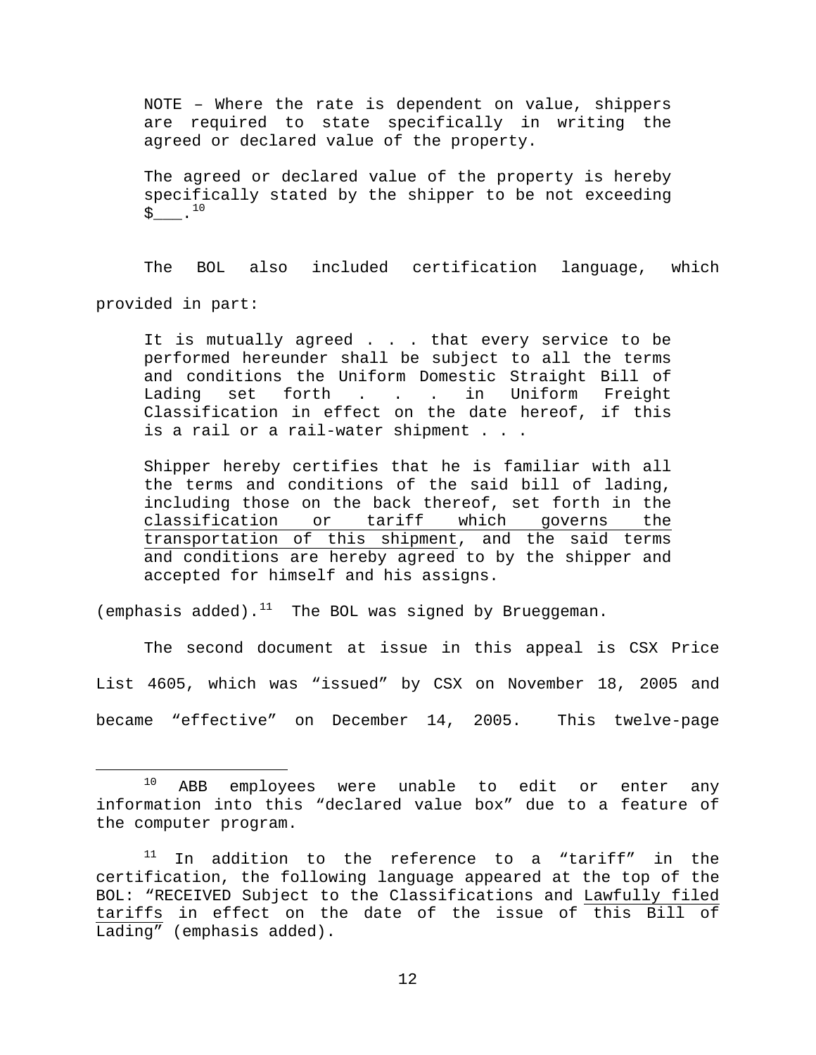> NOTE – Where the rate is dependent on value, shippers are required to state specifically in writing the agreed or declared value of the property.
>
> The agreed or declared value of the property is hereby specifically stated by the shipper to be not exceeding $___.[10]

The BOL also included certification language, which provided in part:

> It is mutually agreed . . . that every service to be performed hereunder shall be subject to all the terms and conditions the Uniform Domestic Straight Bill of Lading set forth . . . in Uniform Freight Classification in effect on the date hereof, if this is a rail or a rail-water shipment . . .
>
> Shipper hereby certifies that he is familiar with all the terms and conditions of the said bill of lading, including those on the back thereof, set forth in the <u>classification or tariff which governs the transportation of this shipment</u>, and the said terms and conditions are hereby agreed to by the shipper and accepted for himself and his assigns.

(emphasis added).[11] The BOL was signed by Brueggeman.

The second document at issue in this appeal is CSX Price List 4605, which was "issued" by CSX on November 18, 2005 and became "effective" on December 14, 2005. This twelve-page

---

[10] ABB employees were unable to edit or enter any information into this "declared value box" due to a feature of the computer program.

[11] In addition to the reference to a "tariff" in the certification, the following language appeared at the top of the BOL: "RECEIVED Subject to the Classifications and <u>Lawfully filed tariffs</u> in effect on the date of the issue of <u>this Bill of Lading</u>" (emphasis added).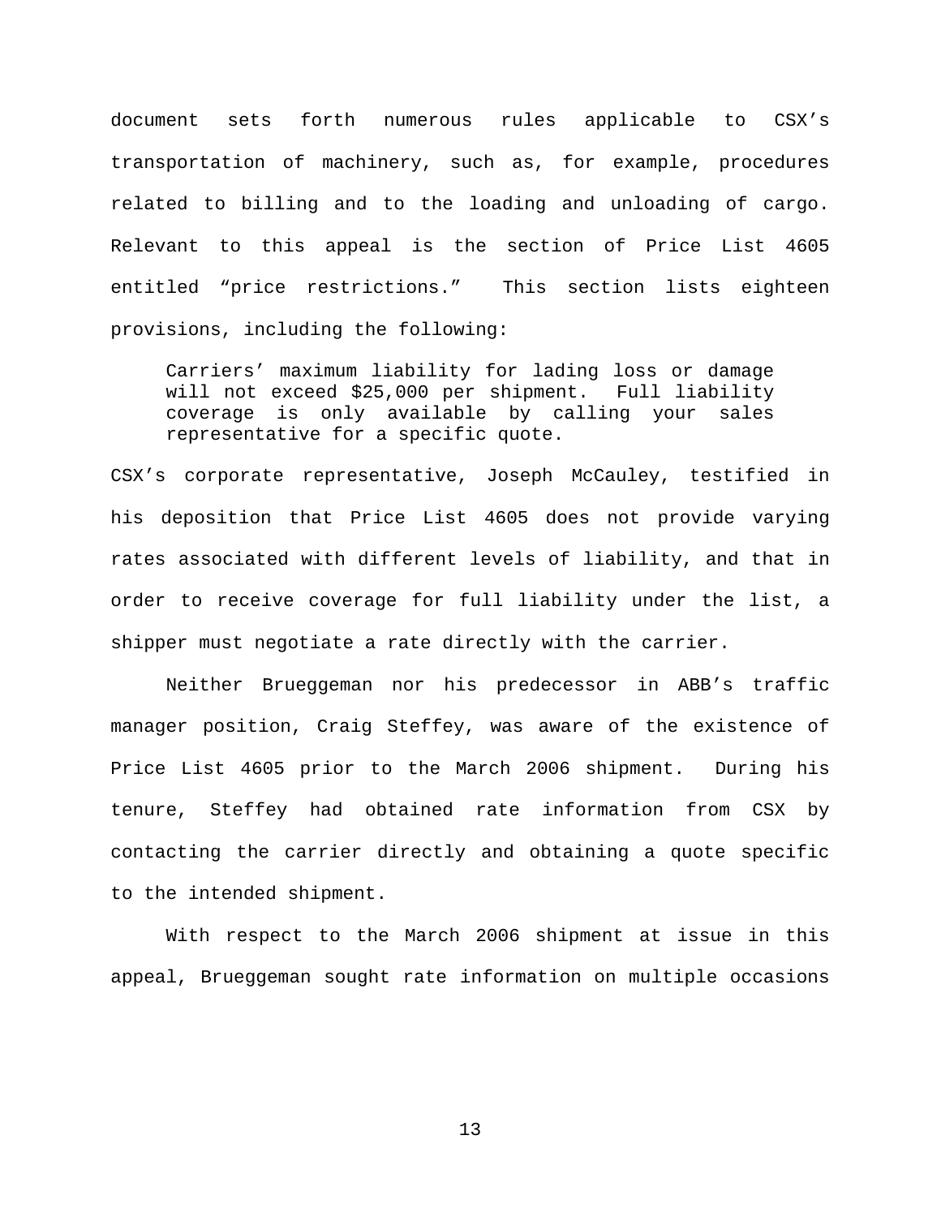document sets forth numerous rules applicable to CSX's transportation of machinery, such as, for example, procedures related to billing and to the loading and unloading of cargo. Relevant to this appeal is the section of Price List 4605 entitled "price restrictions." This section lists eighteen provisions, including the following:

> Carriers' maximum liability for lading loss or damage will not exceed $25,000 per shipment. Full liability coverage is only available by calling your sales representative for a specific quote.

CSX's corporate representative, Joseph McCauley, testified in his deposition that Price List 4605 does not provide varying rates associated with different levels of liability, and that in order to receive coverage for full liability under the list, a shipper must negotiate a rate directly with the carrier.

Neither Brueggeman nor his predecessor in ABB's traffic manager position, Craig Steffey, was aware of the existence of Price List 4605 prior to the March 2006 shipment. During his tenure, Steffey had obtained rate information from CSX by contacting the carrier directly and obtaining a quote specific to the intended shipment.

With respect to the March 2006 shipment at issue in this appeal, Brueggeman sought rate information on multiple occasions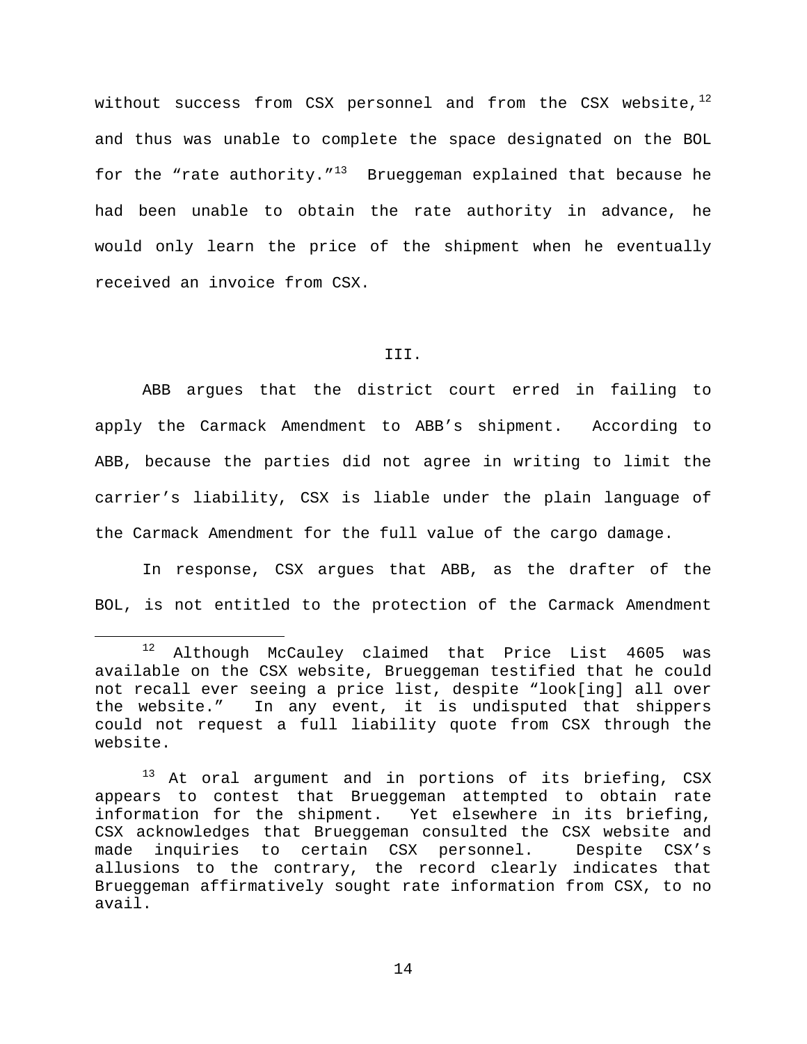without success from CSX personnel and from the CSX website,[12] and thus was unable to complete the space designated on the BOL for the "rate authority."[13] Brueggeman explained that because he had been unable to obtain the rate authority in advance, he would only learn the price of the shipment when he eventually received an invoice from CSX.

## III.

ABB argues that the district court erred in failing to apply the Carmack Amendment to ABB's shipment. According to ABB, because the parties did not agree in writing to limit the carrier's liability, CSX is liable under the plain language of the Carmack Amendment for the full value of the cargo damage.

In response, CSX argues that ABB, as the drafter of the BOL, is not entitled to the protection of the Carmack Amendment

---

[12] Although McCauley claimed that Price List 4605 was available on the CSX website, Brueggeman testified that he could not recall ever seeing a price list, despite "look[ing] all over the website." In any event, it is undisputed that shippers could not request a full liability quote from CSX through the website.

[13] At oral argument and in portions of its briefing, CSX appears to contest that Brueggeman attempted to obtain rate information for the shipment. Yet elsewhere in its briefing, CSX acknowledges that Brueggeman consulted the CSX website and made inquiries to certain CSX personnel. Despite CSX's allusions to the contrary, the record clearly indicates that Brueggeman affirmatively sought rate information from CSX, to no avail.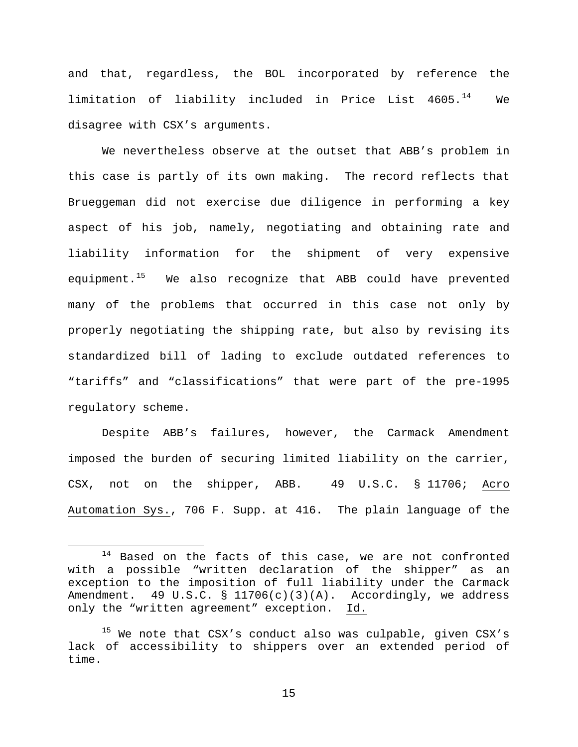and that, regardless, the BOL incorporated by reference the limitation of liability included in Price List 4605.[14] We disagree with CSX's arguments.

We nevertheless observe at the outset that ABB's problem in this case is partly of its own making. The record reflects that Brueggeman did not exercise due diligence in performing a key aspect of his job, namely, negotiating and obtaining rate and liability information for the shipment of very expensive equipment.[15] We also recognize that ABB could have prevented many of the problems that occurred in this case not only by properly negotiating the shipping rate, but also by revising its standardized bill of lading to exclude outdated references to "tariffs" and "classifications" that were part of the pre-1995 regulatory scheme.

Despite ABB's failures, however, the Carmack Amendment imposed the burden of securing limited liability on the carrier, CSX, not on the shipper, ABB. 49 U.S.C. § 11706; Acro Automation Sys., 706 F. Supp. at 416. The plain language of the

---

[14] Based on the facts of this case, we are not confronted with a possible "written declaration of the shipper" as an exception to the imposition of full liability under the Carmack Amendment. 49 U.S.C. § 11706(c)(3)(A). Accordingly, we address only the "written agreement" exception. Id.

[15] We note that CSX's conduct also was culpable, given CSX's lack of accessibility to shippers over an extended period of time.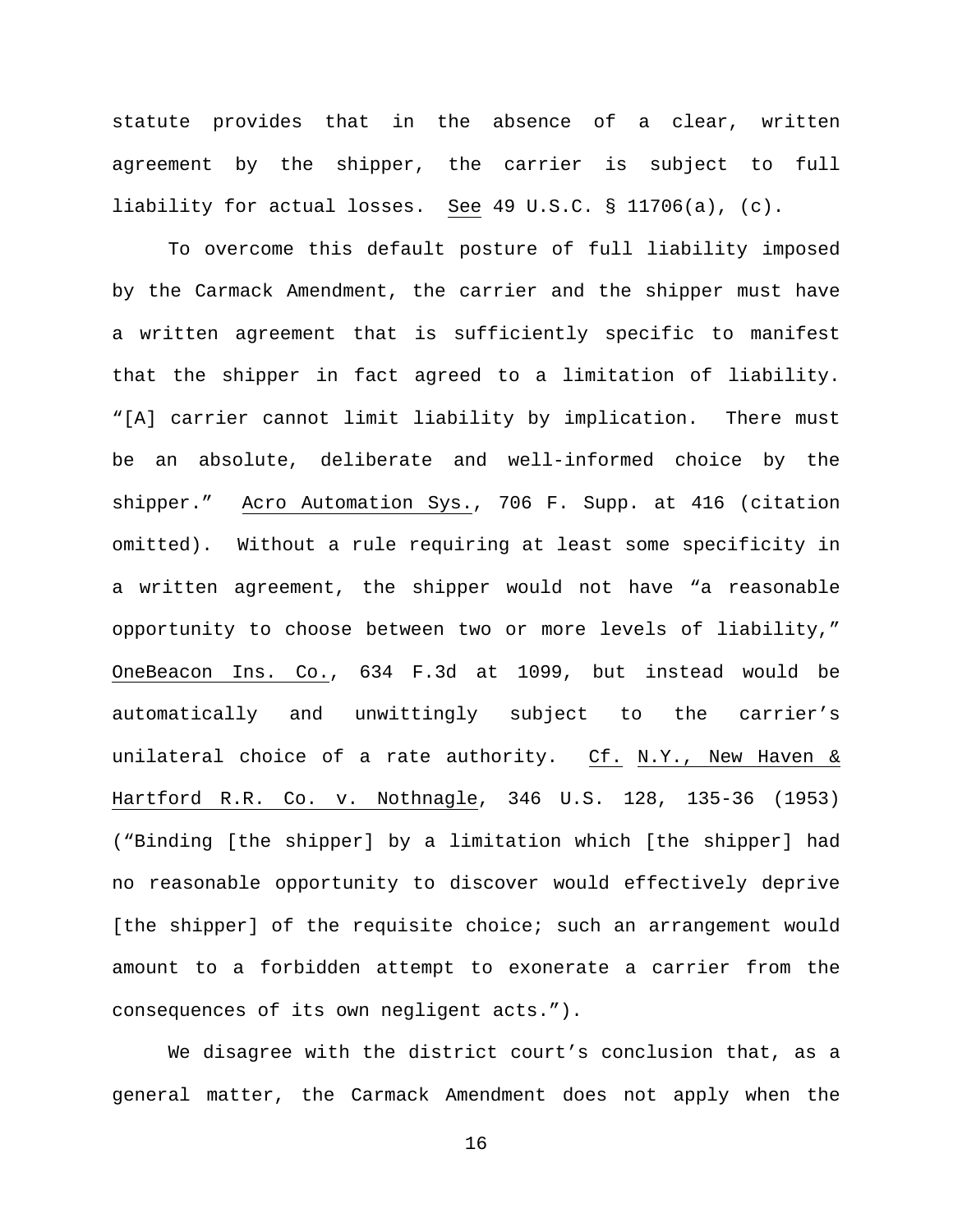statute provides that in the absence of a clear, written agreement by the shipper, the carrier is subject to full liability for actual losses. See 49 U.S.C. § 11706(a), (c).

To overcome this default posture of full liability imposed by the Carmack Amendment, the carrier and the shipper must have a written agreement that is sufficiently specific to manifest that the shipper in fact agreed to a limitation of liability. "[A] carrier cannot limit liability by implication. There must be an absolute, deliberate and well-informed choice by the shipper." Acro Automation Sys., 706 F. Supp. at 416 (citation omitted). Without a rule requiring at least some specificity in a written agreement, the shipper would not have "a reasonable opportunity to choose between two or more levels of liability," OneBeacon Ins. Co., 634 F.3d at 1099, but instead would be automatically and unwittingly subject to the carrier's unilateral choice of a rate authority. Cf. N.Y., New Haven & Hartford R.R. Co. v. Nothnagle, 346 U.S. 128, 135-36 (1953) ("Binding [the shipper] by a limitation which [the shipper] had no reasonable opportunity to discover would effectively deprive [the shipper] of the requisite choice; such an arrangement would amount to a forbidden attempt to exonerate a carrier from the consequences of its own negligent acts.").

We disagree with the district court's conclusion that, as a general matter, the Carmack Amendment does not apply when the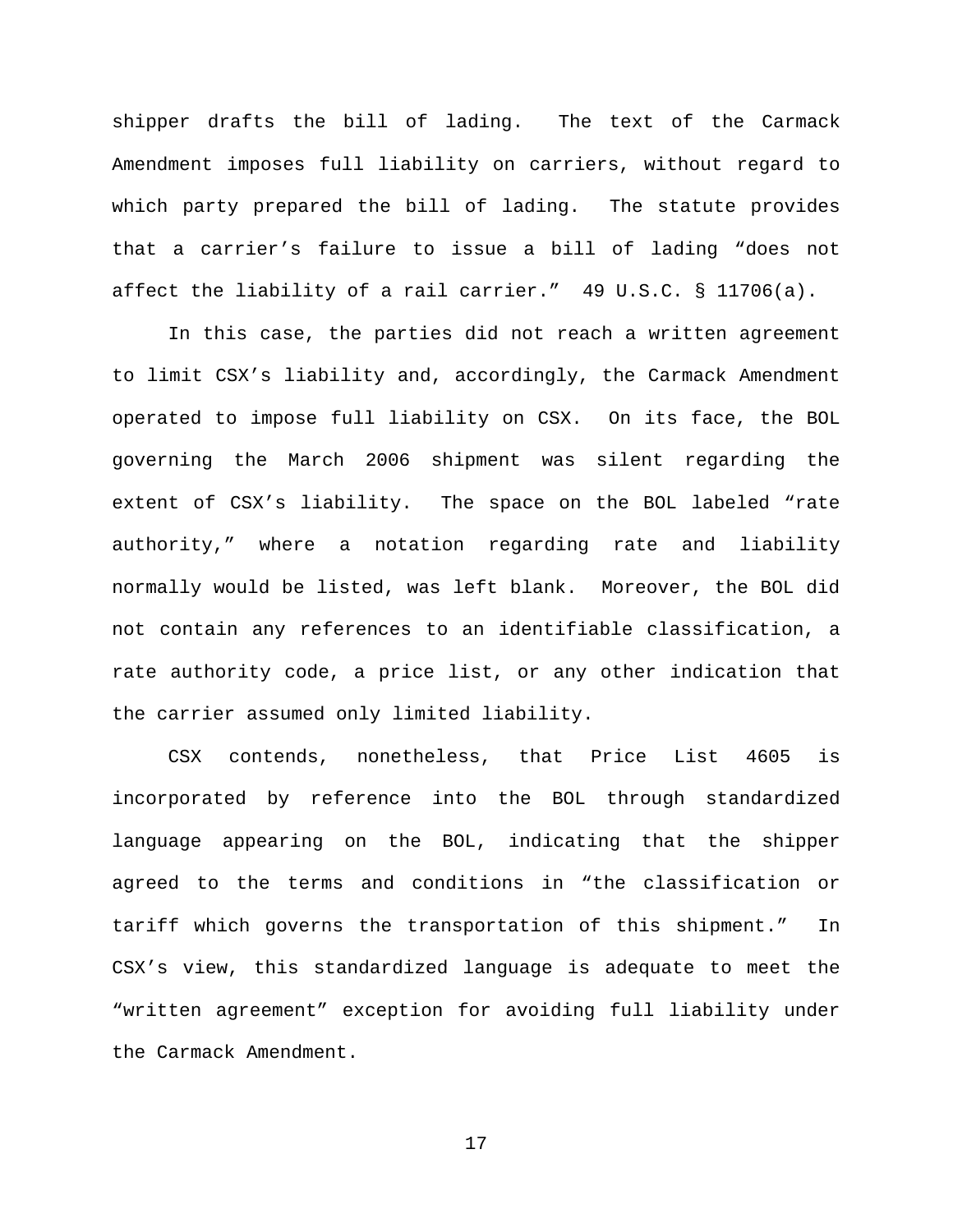shipper drafts the bill of lading. The text of the Carmack Amendment imposes full liability on carriers, without regard to which party prepared the bill of lading. The statute provides that a carrier's failure to issue a bill of lading "does not affect the liability of a rail carrier." 49 U.S.C. § 11706(a).

In this case, the parties did not reach a written agreement to limit CSX's liability and, accordingly, the Carmack Amendment operated to impose full liability on CSX. On its face, the BOL governing the March 2006 shipment was silent regarding the extent of CSX's liability. The space on the BOL labeled "rate authority," where a notation regarding rate and liability normally would be listed, was left blank. Moreover, the BOL did not contain any references to an identifiable classification, a rate authority code, a price list, or any other indication that the carrier assumed only limited liability.

CSX contends, nonetheless, that Price List 4605 is incorporated by reference into the BOL through standardized language appearing on the BOL, indicating that the shipper agreed to the terms and conditions in "the classification or tariff which governs the transportation of this shipment." In CSX's view, this standardized language is adequate to meet the "written agreement" exception for avoiding full liability under the Carmack Amendment.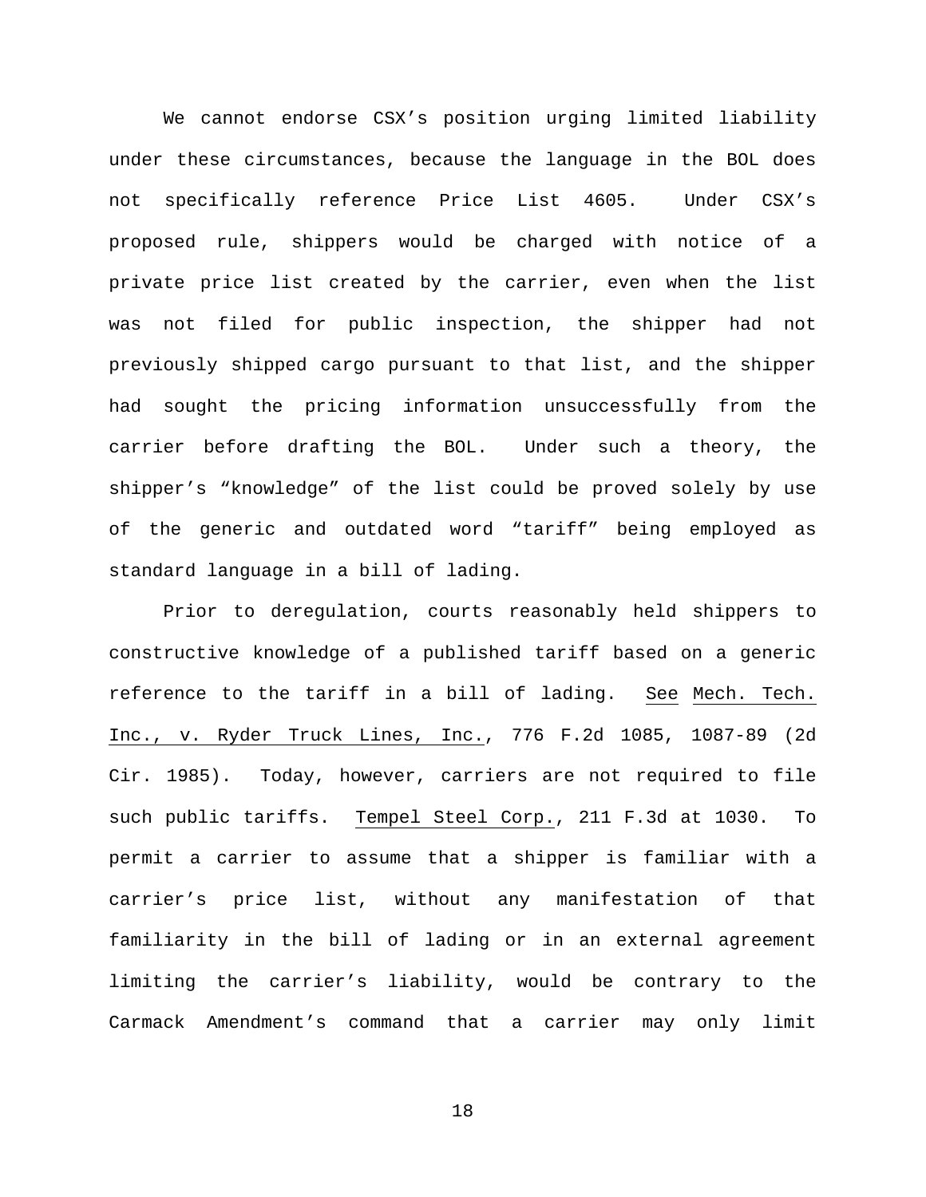We cannot endorse CSX's position urging limited liability under these circumstances, because the language in the BOL does not specifically reference Price List 4605. Under CSX's proposed rule, shippers would be charged with notice of a private price list created by the carrier, even when the list was not filed for public inspection, the shipper had not previously shipped cargo pursuant to that list, and the shipper had sought the pricing information unsuccessfully from the carrier before drafting the BOL. Under such a theory, the shipper's "knowledge" of the list could be proved solely by use of the generic and outdated word "tariff" being employed as standard language in a bill of lading.

Prior to deregulation, courts reasonably held shippers to constructive knowledge of a published tariff based on a generic reference to the tariff in a bill of lading. See Mech. Tech. Inc., v. Ryder Truck Lines, Inc., 776 F.2d 1085, 1087-89 (2d Cir. 1985). Today, however, carriers are not required to file such public tariffs. Tempel Steel Corp., 211 F.3d at 1030. To permit a carrier to assume that a shipper is familiar with a carrier's price list, without any manifestation of that familiarity in the bill of lading or in an external agreement limiting the carrier's liability, would be contrary to the Carmack Amendment's command that a carrier may only limit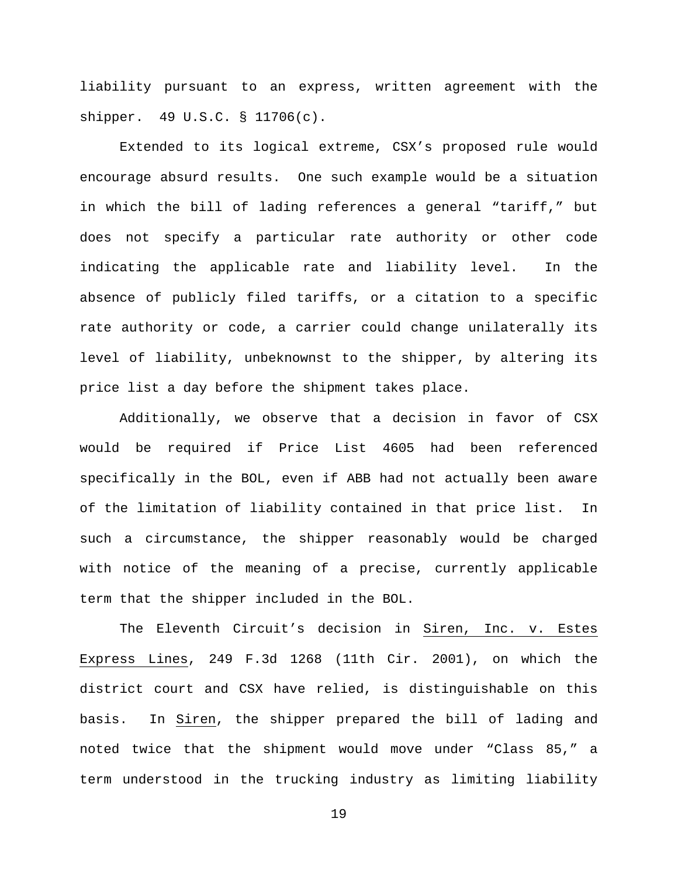liability pursuant to an express, written agreement with the shipper. 49 U.S.C. § 11706(c).

Extended to its logical extreme, CSX's proposed rule would encourage absurd results. One such example would be a situation in which the bill of lading references a general "tariff," but does not specify a particular rate authority or other code indicating the applicable rate and liability level. In the absence of publicly filed tariffs, or a citation to a specific rate authority or code, a carrier could change unilaterally its level of liability, unbeknownst to the shipper, by altering its price list a day before the shipment takes place.

Additionally, we observe that a decision in favor of CSX would be required if Price List 4605 had been referenced specifically in the BOL, even if ABB had not actually been aware of the limitation of liability contained in that price list. In such a circumstance, the shipper reasonably would be charged with notice of the meaning of a precise, currently applicable term that the shipper included in the BOL.

The Eleventh Circuit's decision in Siren, Inc. v. Estes Express Lines, 249 F.3d 1268 (11th Cir. 2001), on which the district court and CSX have relied, is distinguishable on this basis. In Siren, the shipper prepared the bill of lading and noted twice that the shipment would move under "Class 85," a term understood in the trucking industry as limiting liability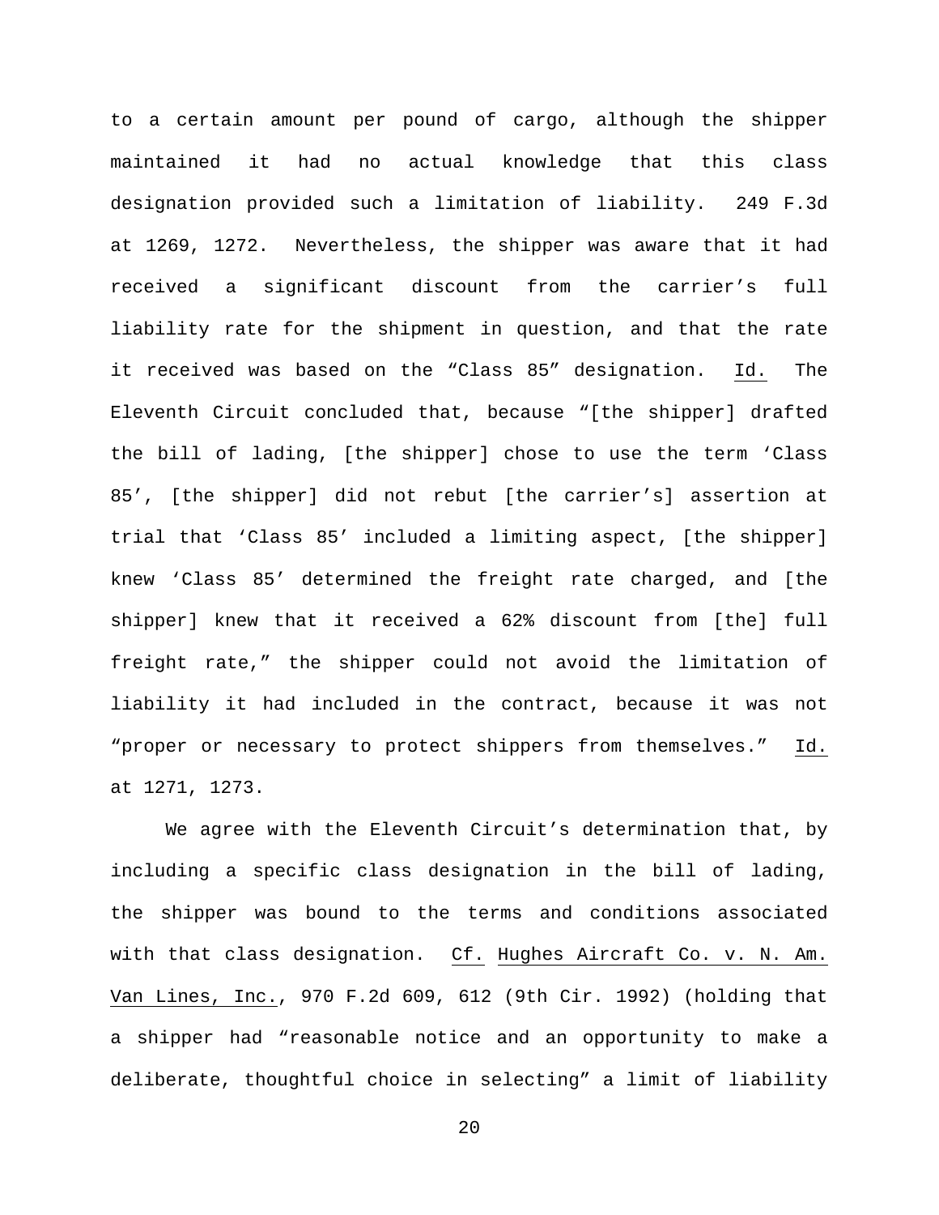to a certain amount per pound of cargo, although the shipper maintained it had no actual knowledge that this class designation provided such a limitation of liability. 249 F.3d at 1269, 1272. Nevertheless, the shipper was aware that it had received a significant discount from the carrier's full liability rate for the shipment in question, and that the rate it received was based on the "Class 85" designation. Id. The Eleventh Circuit concluded that, because "[the shipper] drafted the bill of lading, [the shipper] chose to use the term 'Class 85', [the shipper] did not rebut [the carrier's] assertion at trial that 'Class 85' included a limiting aspect, [the shipper] knew 'Class 85' determined the freight rate charged, and [the shipper] knew that it received a 62% discount from [the] full freight rate," the shipper could not avoid the limitation of liability it had included in the contract, because it was not "proper or necessary to protect shippers from themselves." Id. at 1271, 1273.

We agree with the Eleventh Circuit's determination that, by including a specific class designation in the bill of lading, the shipper was bound to the terms and conditions associated with that class designation. Cf. Hughes Aircraft Co. v. N. Am. Van Lines, Inc., 970 F.2d 609, 612 (9th Cir. 1992) (holding that a shipper had "reasonable notice and an opportunity to make a deliberate, thoughtful choice in selecting" a limit of liability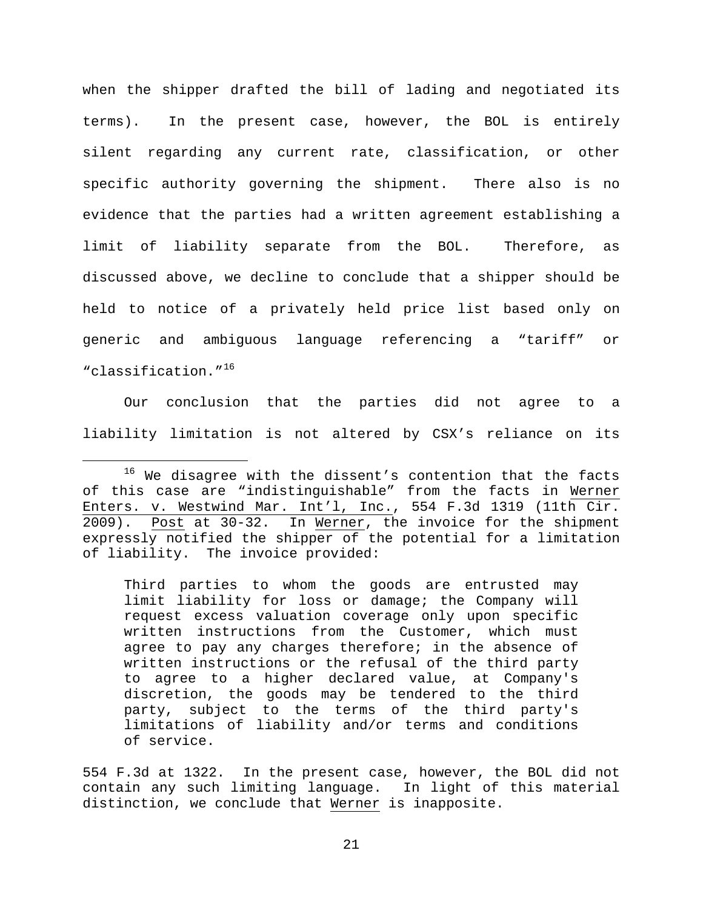when the shipper drafted the bill of lading and negotiated its terms). In the present case, however, the BOL is entirely silent regarding any current rate, classification, or other specific authority governing the shipment. There also is no evidence that the parties had a written agreement establishing a limit of liability separate from the BOL. Therefore, as discussed above, we decline to conclude that a shipper should be held to notice of a privately held price list based only on generic and ambiguous language referencing a "tariff" or "classification."[16]

Our conclusion that the parties did not agree to a liability limitation is not altered by CSX's reliance on its

---

[16] We disagree with the dissent's contention that the facts of this case are "indistinguishable" from the facts in Werner Enters. v. Westwind Mar. Int'l, Inc., 554 F.3d 1319 (11th Cir. 2009). Post at 30-32. In Werner, the invoice for the shipment expressly notified the shipper of the potential for a limitation of liability. The invoice provided:

> Third parties to whom the goods are entrusted may limit liability for loss or damage; the Company will request excess valuation coverage only upon specific written instructions from the Customer, which must agree to pay any charges therefore; in the absence of written instructions or the refusal of the third party to agree to a higher declared value, at Company's discretion, the goods may be tendered to the third party, subject to the terms of the third party's limitations of liability and/or terms and conditions of service.

554 F.3d at 1322. In the present case, however, the BOL did not contain any such limiting language. In light of this material distinction, we conclude that Werner is inapposite.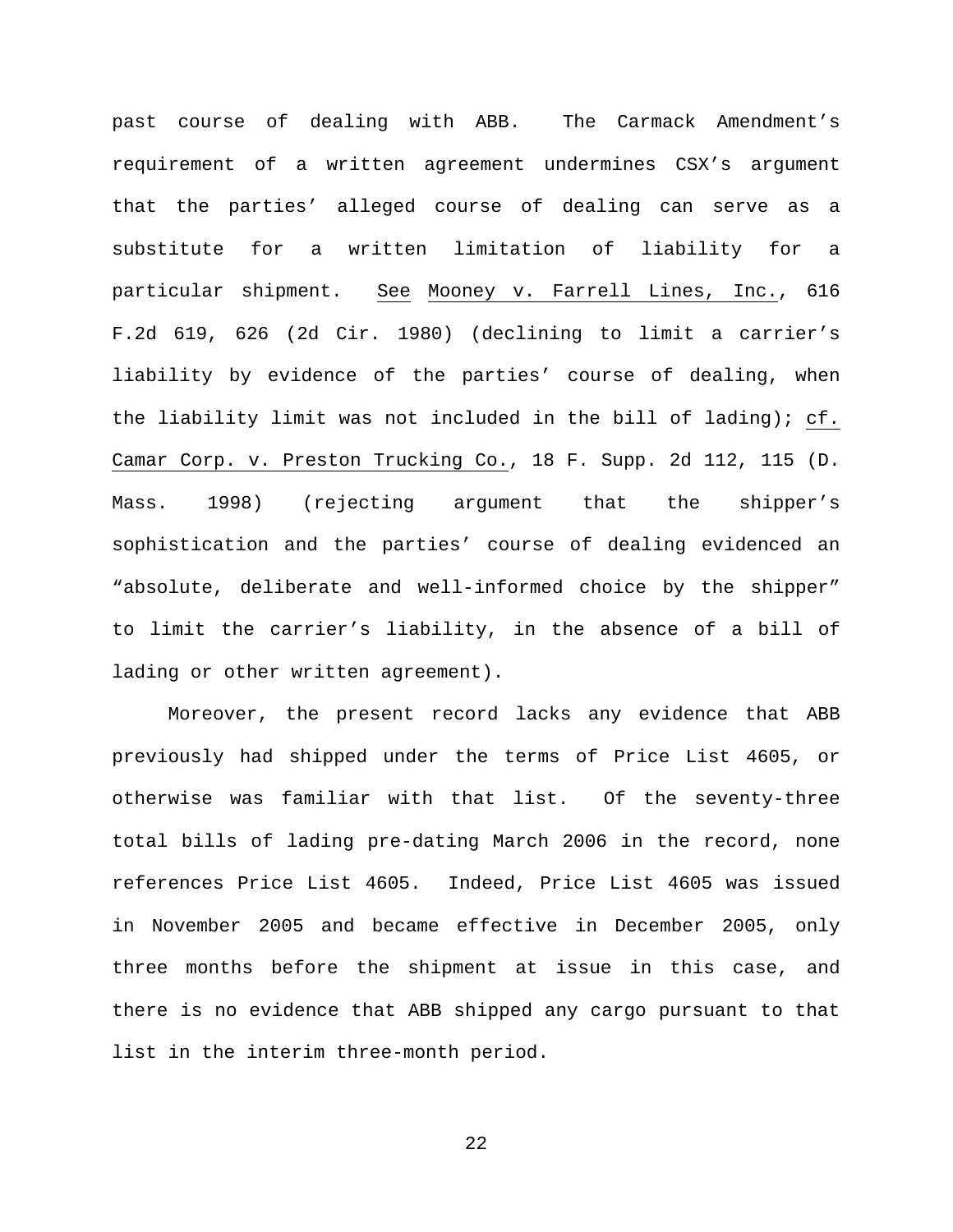past course of dealing with ABB. The Carmack Amendment's requirement of a written agreement undermines CSX's argument that the parties' alleged course of dealing can serve as a substitute for a written limitation of liability for a particular shipment. See Mooney v. Farrell Lines, Inc., 616 F.2d 619, 626 (2d Cir. 1980) (declining to limit a carrier's liability by evidence of the parties' course of dealing, when the liability limit was not included in the bill of lading); cf. Camar Corp. v. Preston Trucking Co., 18 F. Supp. 2d 112, 115 (D. Mass. 1998) (rejecting argument that the shipper's sophistication and the parties' course of dealing evidenced an "absolute, deliberate and well-informed choice by the shipper" to limit the carrier's liability, in the absence of a bill of lading or other written agreement).

Moreover, the present record lacks any evidence that ABB previously had shipped under the terms of Price List 4605, or otherwise was familiar with that list. Of the seventy-three total bills of lading pre-dating March 2006 in the record, none references Price List 4605. Indeed, Price List 4605 was issued in November 2005 and became effective in December 2005, only three months before the shipment at issue in this case, and there is no evidence that ABB shipped any cargo pursuant to that list in the interim three-month period.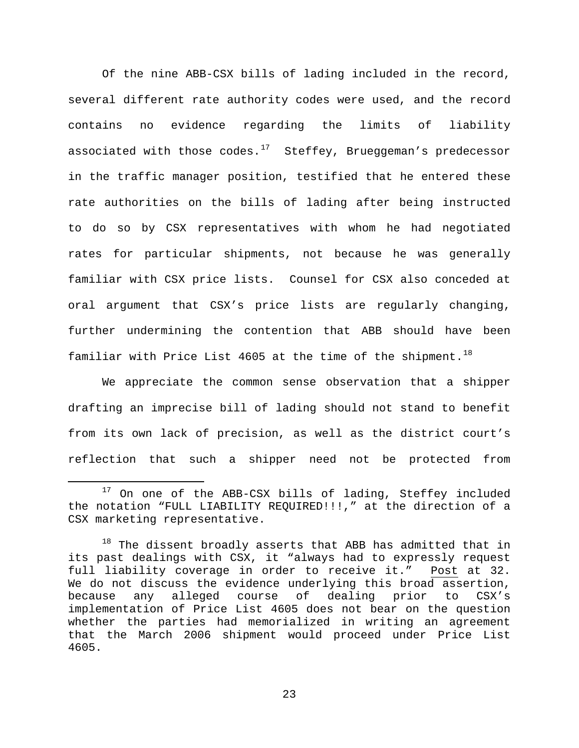Of the nine ABB-CSX bills of lading included in the record, several different rate authority codes were used, and the record contains no evidence regarding the limits of liability associated with those codes.[17] Steffey, Brueggeman's predecessor in the traffic manager position, testified that he entered these rate authorities on the bills of lading after being instructed to do so by CSX representatives with whom he had negotiated rates for particular shipments, not because he was generally familiar with CSX price lists. Counsel for CSX also conceded at oral argument that CSX's price lists are regularly changing, further undermining the contention that ABB should have been familiar with Price List 4605 at the time of the shipment.[18]

We appreciate the common sense observation that a shipper drafting an imprecise bill of lading should not stand to benefit from its own lack of precision, as well as the district court's reflection that such a shipper need not be protected from

---

[17] On one of the ABB-CSX bills of lading, Steffey included the notation "FULL LIABILITY REQUIRED!!!," at the direction of a CSX marketing representative.

[18] The dissent broadly asserts that ABB has admitted that in its past dealings with CSX, it "always had to expressly request full liability coverage in order to receive it." Post at 32. We do not discuss the evidence underlying this broad assertion, because any alleged course of dealing prior to CSX's implementation of Price List 4605 does not bear on the question whether the parties had memorialized in writing an agreement that the March 2006 shipment would proceed under Price List 4605.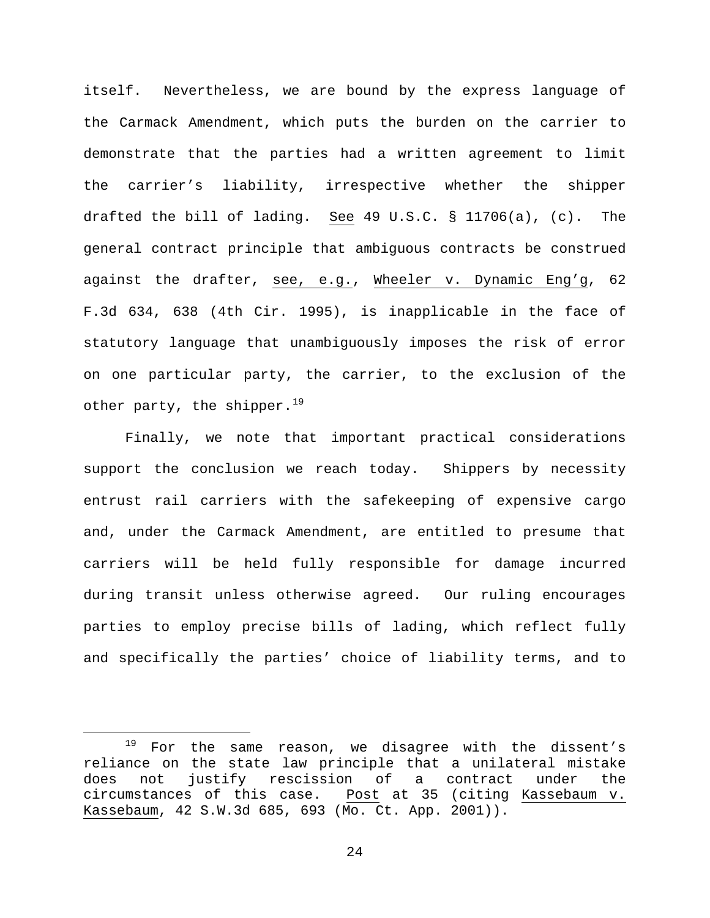itself. Nevertheless, we are bound by the express language of the Carmack Amendment, which puts the burden on the carrier to demonstrate that the parties had a written agreement to limit the carrier's liability, irrespective whether the shipper drafted the bill of lading. See 49 U.S.C. § 11706(a), (c). The general contract principle that ambiguous contracts be construed against the drafter, see, e.g., Wheeler v. Dynamic Eng'g, 62 F.3d 634, 638 (4th Cir. 1995), is inapplicable in the face of statutory language that unambiguously imposes the risk of error on one particular party, the carrier, to the exclusion of the other party, the shipper.[19]

Finally, we note that important practical considerations support the conclusion we reach today. Shippers by necessity entrust rail carriers with the safekeeping of expensive cargo and, under the Carmack Amendment, are entitled to presume that carriers will be held fully responsible for damage incurred during transit unless otherwise agreed. Our ruling encourages parties to employ precise bills of lading, which reflect fully and specifically the parties' choice of liability terms, and to

[19] For the same reason, we disagree with the dissent's reliance on the state law principle that a unilateral mistake does not justify rescission of a contract under the circumstances of this case. Post at 35 (citing Kassebaum v. Kassebaum, 42 S.W.3d 685, 693 (Mo. Ct. App. 2001)).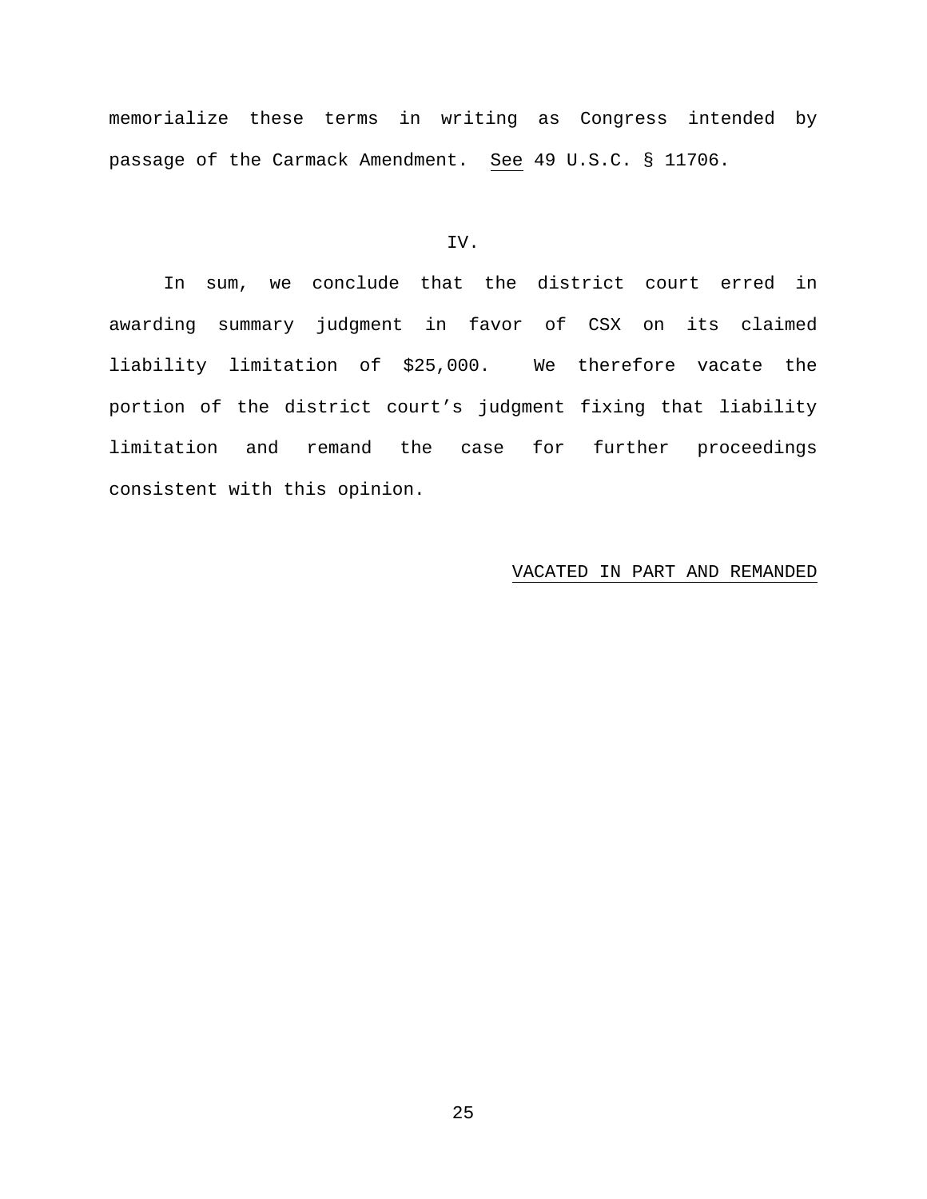memorialize these terms in writing as Congress intended by passage of the Carmack Amendment. See 49 U.S.C. § 11706.

## IV.

In sum, we conclude that the district court erred in awarding summary judgment in favor of CSX on its claimed liability limitation of $25,000. We therefore vacate the portion of the district court's judgment fixing that liability limitation and remand the case for further proceedings consistent with this opinion.

VACATED IN PART AND REMANDED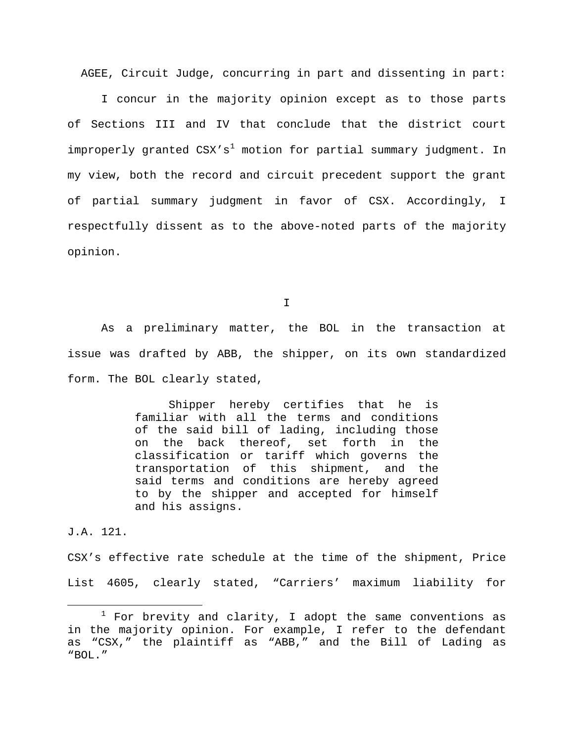AGEE, Circuit Judge, concurring in part and dissenting in part:

I concur in the majority opinion except as to those parts of Sections III and IV that conclude that the district court improperly granted CSX's[1] motion for partial summary judgment. In my view, both the record and circuit precedent support the grant of partial summary judgment in favor of CSX. Accordingly, I respectfully dissent as to the above-noted parts of the majority opinion.

## I

As a preliminary matter, the BOL in the transaction at issue was drafted by ABB, the shipper, on its own standardized form. The BOL clearly stated,

> Shipper hereby certifies that he is familiar with all the terms and conditions of the said bill of lading, including those on the back thereof, set forth in the classification or tariff which governs the transportation of this shipment, and the said terms and conditions are hereby agreed to by the shipper and accepted for himself and his assigns.

J.A. 121.

CSX's effective rate schedule at the time of the shipment, Price List 4605, clearly stated, "Carriers' maximum liability for

[1] For brevity and clarity, I adopt the same conventions as in the majority opinion. For example, I refer to the defendant as "CSX," the plaintiff as "ABB," and the Bill of Lading as "BOL."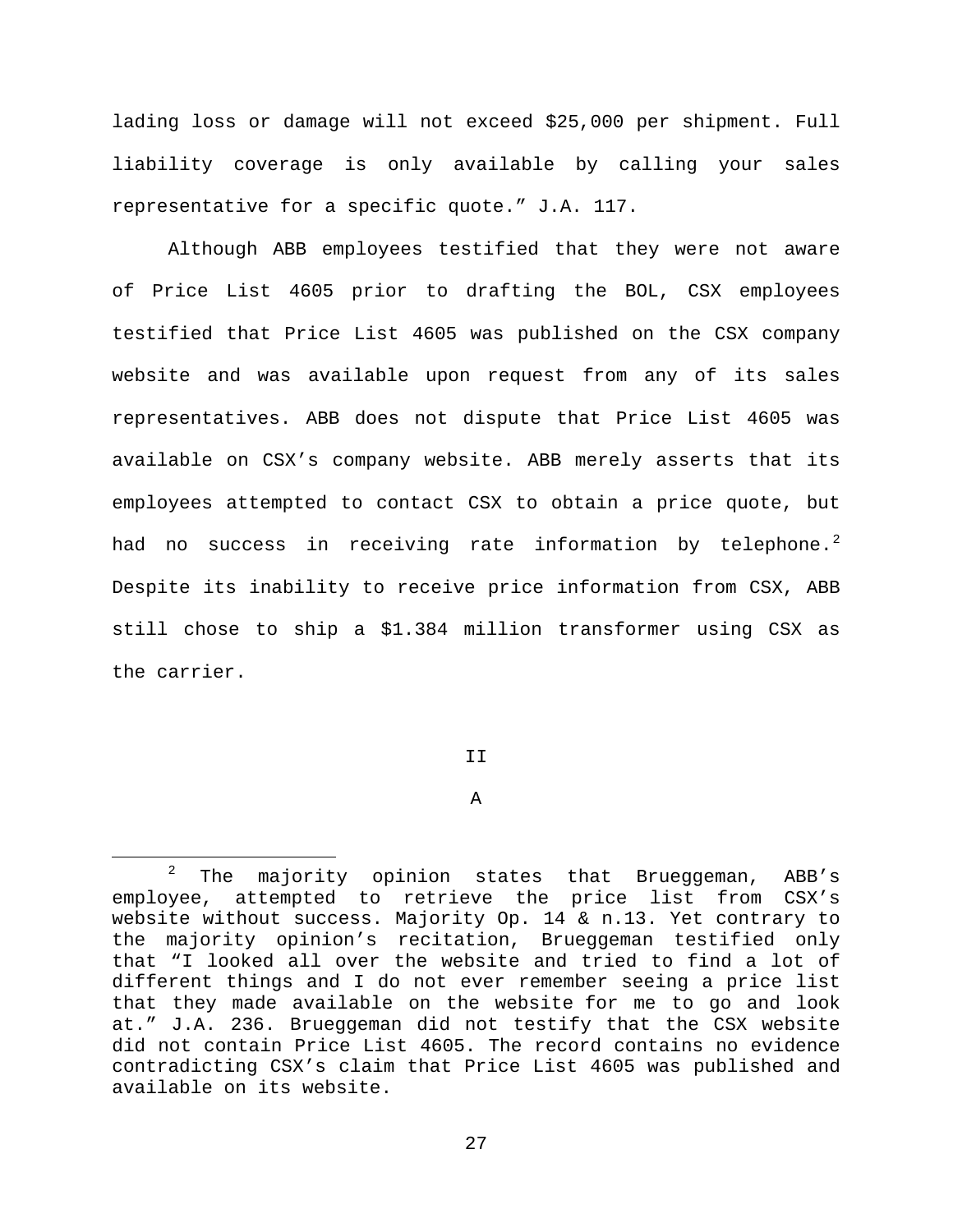lading loss or damage will not exceed $25,000 per shipment. Full liability coverage is only available by calling your sales representative for a specific quote." J.A. 117.

Although ABB employees testified that they were not aware of Price List 4605 prior to drafting the BOL, CSX employees testified that Price List 4605 was published on the CSX company website and was available upon request from any of its sales representatives. ABB does not dispute that Price List 4605 was available on CSX's company website. ABB merely asserts that its employees attempted to contact CSX to obtain a price quote, but had no success in receiving rate information by telephone.[2] Despite its inability to receive price information from CSX, ABB still chose to ship a $1.384 million transformer using CSX as the carrier.

## II

### A

---

[2] The majority opinion states that Brueggeman, ABB's employee, attempted to retrieve the price list from CSX's website without success. Majority Op. 14 & n.13. Yet contrary to the majority opinion's recitation, Brueggeman testified only that "I looked all over the website and tried to find a lot of different things and I do not ever remember seeing a price list that they made available on the website for me to go and look at." J.A. 236. Brueggeman did not testify that the CSX website did not contain Price List 4605. The record contains no evidence contradicting CSX's claim that Price List 4605 was published and available on its website.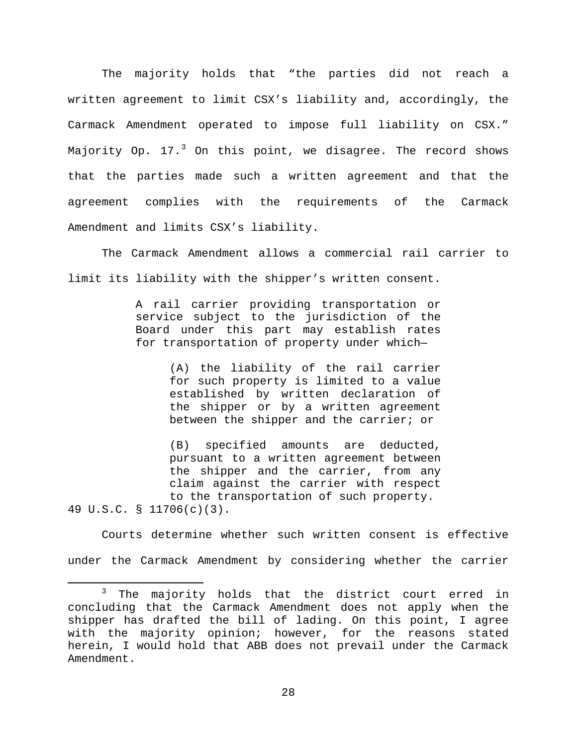The majority holds that "the parties did not reach a written agreement to limit CSX's liability and, accordingly, the Carmack Amendment operated to impose full liability on CSX." Majority Op. 17.[3] On this point, we disagree. The record shows that the parties made such a written agreement and that the agreement complies with the requirements of the Carmack Amendment and limits CSX's liability.

The Carmack Amendment allows a commercial rail carrier to limit its liability with the shipper's written consent.

> A rail carrier providing transportation or service subject to the jurisdiction of the Board under this part may establish rates for transportation of property under which—
>
> > (A) the liability of the rail carrier for such property is limited to a value established by written declaration of the shipper or by a written agreement between the shipper and the carrier; or
> >
> > (B) specified amounts are deducted, pursuant to a written agreement between the shipper and the carrier, from any claim against the carrier with respect to the transportation of such property.

49 U.S.C. § 11706(c)(3).

Courts determine whether such written consent is effective under the Carmack Amendment by considering whether the carrier

---

[3] The majority holds that the district court erred in concluding that the Carmack Amendment does not apply when the shipper has drafted the bill of lading. On this point, I agree with the majority opinion; however, for the reasons stated herein, I would hold that ABB does not prevail under the Carmack Amendment.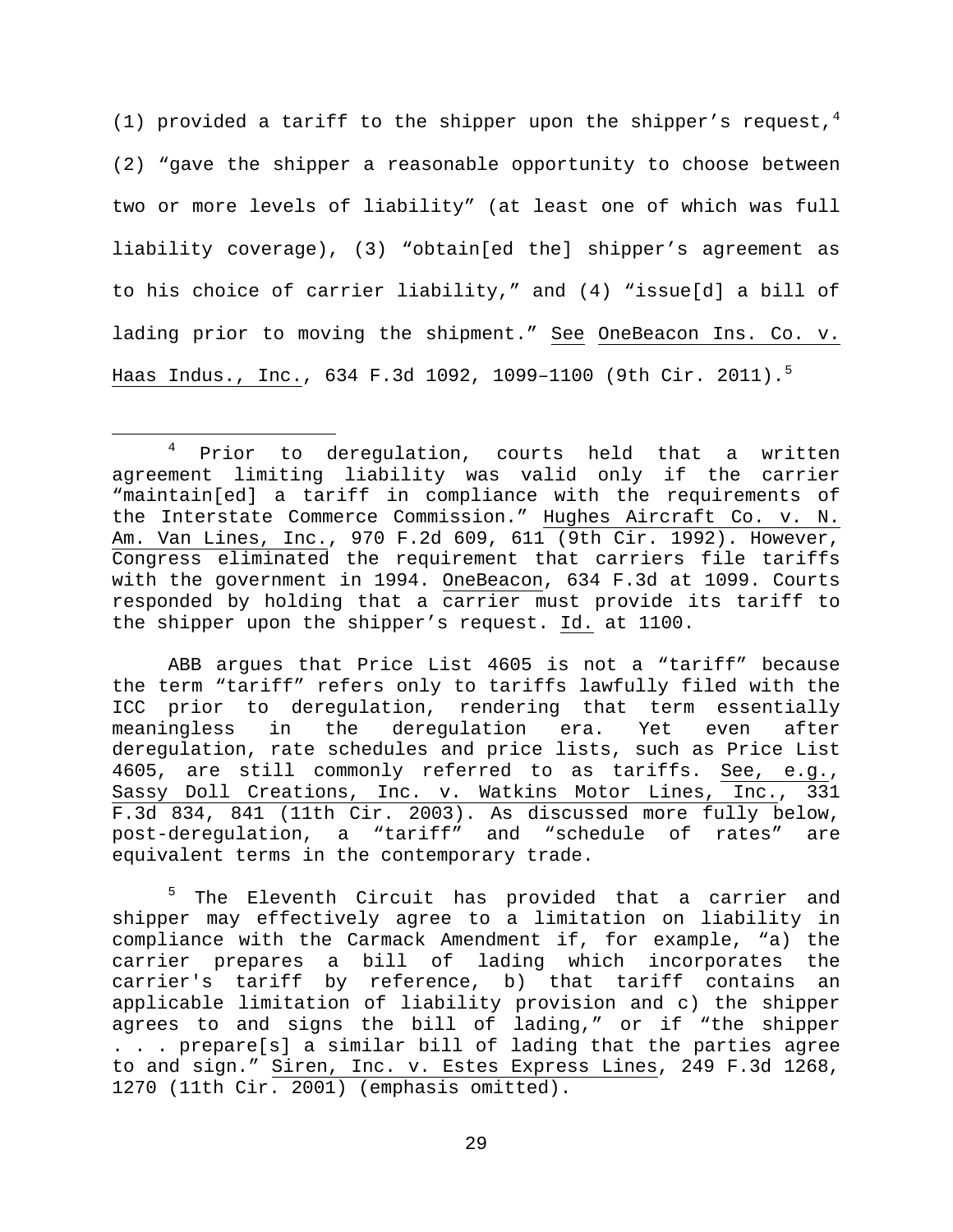(1) provided a tariff to the shipper upon the shipper's request,[4] (2) "gave the shipper a reasonable opportunity to choose between two or more levels of liability" (at least one of which was full liability coverage), (3) "obtain[ed the] shipper's agreement as to his choice of carrier liability," and (4) "issue[d] a bill of lading prior to moving the shipment." See OneBeacon Ins. Co. v. Haas Indus., Inc., 634 F.3d 1092, 1099–1100 (9th Cir. 2011).[5]

---

[4] Prior to deregulation, courts held that a written agreement limiting liability was valid only if the carrier "maintain[ed] a tariff in compliance with the requirements of the Interstate Commerce Commission." Hughes Aircraft Co. v. N. Am. Van Lines, Inc., 970 F.2d 609, 611 (9th Cir. 1992). However, Congress eliminated the requirement that carriers file tariffs with the government in 1994. OneBeacon, 634 F.3d at 1099. Courts responded by holding that a carrier must provide its tariff to the shipper upon the shipper's request. Id. at 1100.

ABB argues that Price List 4605 is not a "tariff" because the term "tariff" refers only to tariffs lawfully filed with the ICC prior to deregulation, rendering that term essentially meaningless in the deregulation era. Yet even after deregulation, rate schedules and price lists, such as Price List 4605, are still commonly referred to as tariffs. See, e.g., Sassy Doll Creations, Inc. v. Watkins Motor Lines, Inc., 331 F.3d 834, 841 (11th Cir. 2003). As discussed more fully below, post-deregulation, a "tariff" and "schedule of rates" are equivalent terms in the contemporary trade.

[5] The Eleventh Circuit has provided that a carrier and shipper may effectively agree to a limitation on liability in compliance with the Carmack Amendment if, for example, "a) the carrier prepares a bill of lading which incorporates the carrier's tariff by reference, b) that tariff contains an applicable limitation of liability provision and c) the shipper agrees to and signs the bill of lading," or if "the shipper . . . prepare[s] a similar bill of lading that the parties agree to and sign." Siren, Inc. v. Estes Express Lines, 249 F.3d 1268, 1270 (11th Cir. 2001) (emphasis omitted).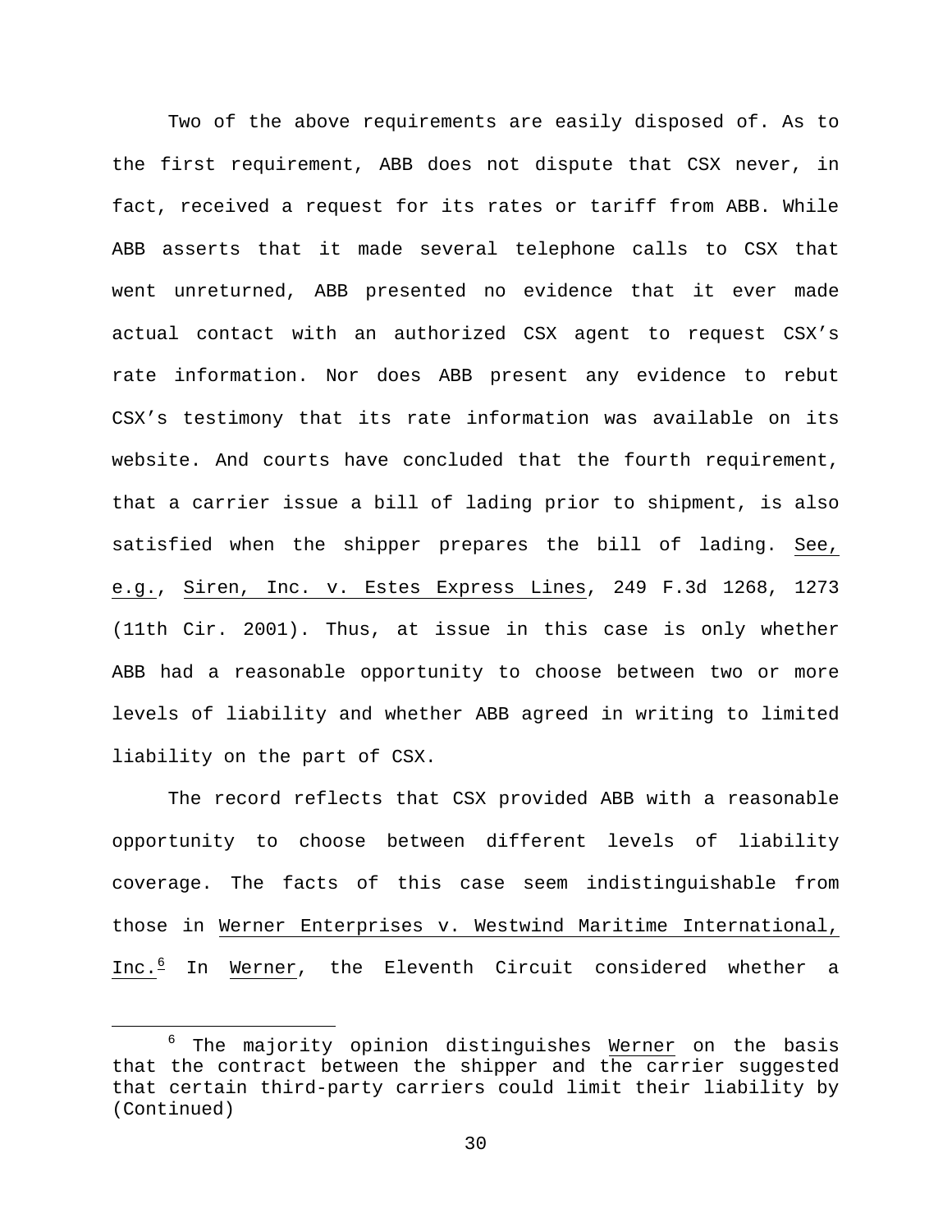Two of the above requirements are easily disposed of. As to the first requirement, ABB does not dispute that CSX never, in fact, received a request for its rates or tariff from ABB. While ABB asserts that it made several telephone calls to CSX that went unreturned, ABB presented no evidence that it ever made actual contact with an authorized CSX agent to request CSX's rate information. Nor does ABB present any evidence to rebut CSX's testimony that its rate information was available on its website. And courts have concluded that the fourth requirement, that a carrier issue a bill of lading prior to shipment, is also satisfied when the shipper prepares the bill of lading. See, e.g., Siren, Inc. v. Estes Express Lines, 249 F.3d 1268, 1273 (11th Cir. 2001). Thus, at issue in this case is only whether ABB had a reasonable opportunity to choose between two or more levels of liability and whether ABB agreed in writing to limited liability on the part of CSX.

The record reflects that CSX provided ABB with a reasonable opportunity to choose between different levels of liability coverage. The facts of this case seem indistinguishable from those in Werner Enterprises v. Westwind Maritime International, Inc.[6] In Werner, the Eleventh Circuit considered whether a

---

[6] The majority opinion distinguishes Werner on the basis that the contract between the shipper and the carrier suggested that certain third-party carriers could limit their liability by (Continued)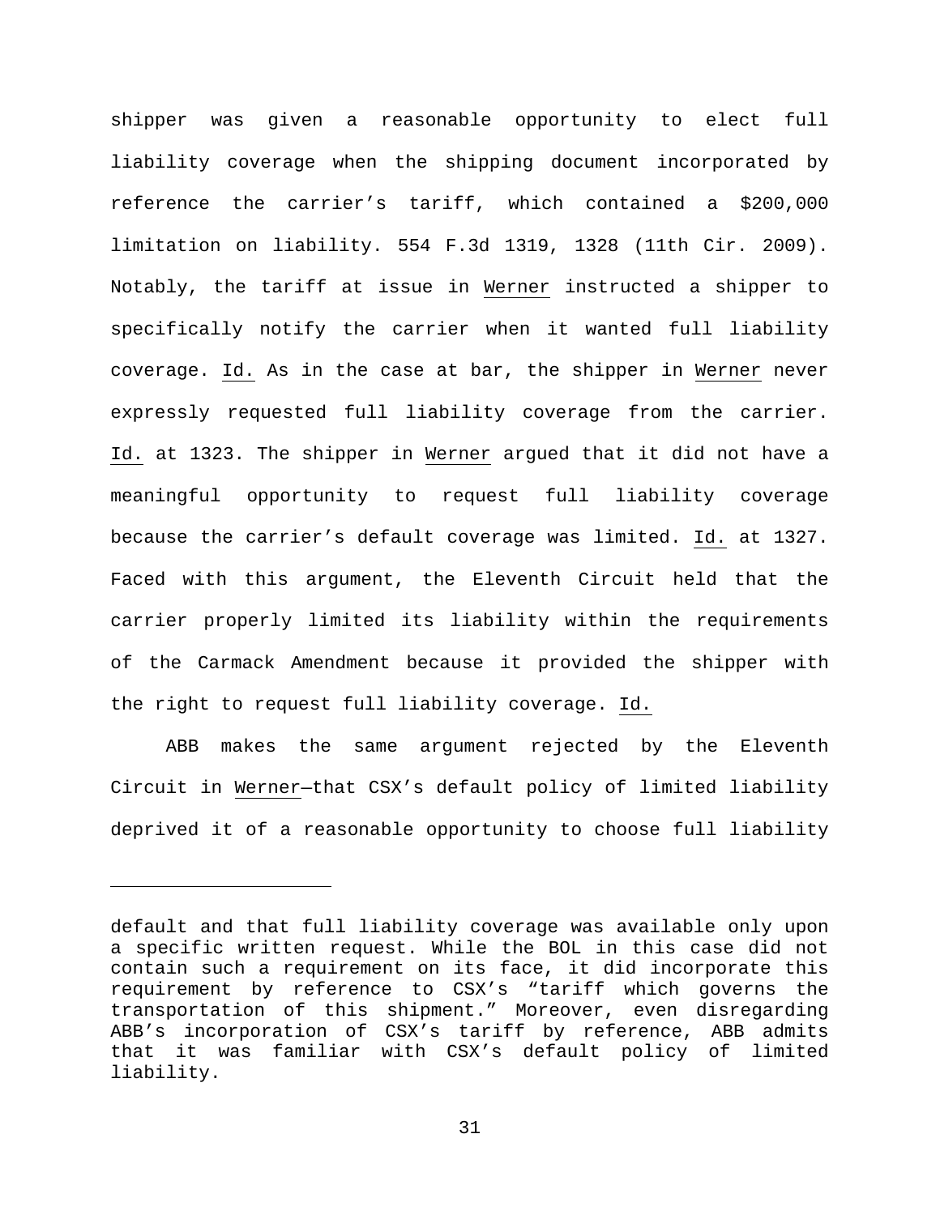shipper was given a reasonable opportunity to elect full liability coverage when the shipping document incorporated by reference the carrier's tariff, which contained a $200,000 limitation on liability. 554 F.3d 1319, 1328 (11th Cir. 2009). Notably, the tariff at issue in Werner instructed a shipper to specifically notify the carrier when it wanted full liability coverage. Id. As in the case at bar, the shipper in Werner never expressly requested full liability coverage from the carrier. Id. at 1323. The shipper in Werner argued that it did not have a meaningful opportunity to request full liability coverage because the carrier's default coverage was limited. Id. at 1327. Faced with this argument, the Eleventh Circuit held that the carrier properly limited its liability within the requirements of the Carmack Amendment because it provided the shipper with the right to request full liability coverage. Id.

ABB makes the same argument rejected by the Eleventh Circuit in Werner—that CSX's default policy of limited liability deprived it of a reasonable opportunity to choose full liability

---

default and that full liability coverage was available only upon a specific written request. While the BOL in this case did not contain such a requirement on its face, it did incorporate this requirement by reference to CSX's "tariff which governs the transportation of this shipment." Moreover, even disregarding ABB's incorporation of CSX's tariff by reference, ABB admits that it was familiar with CSX's default policy of limited liability.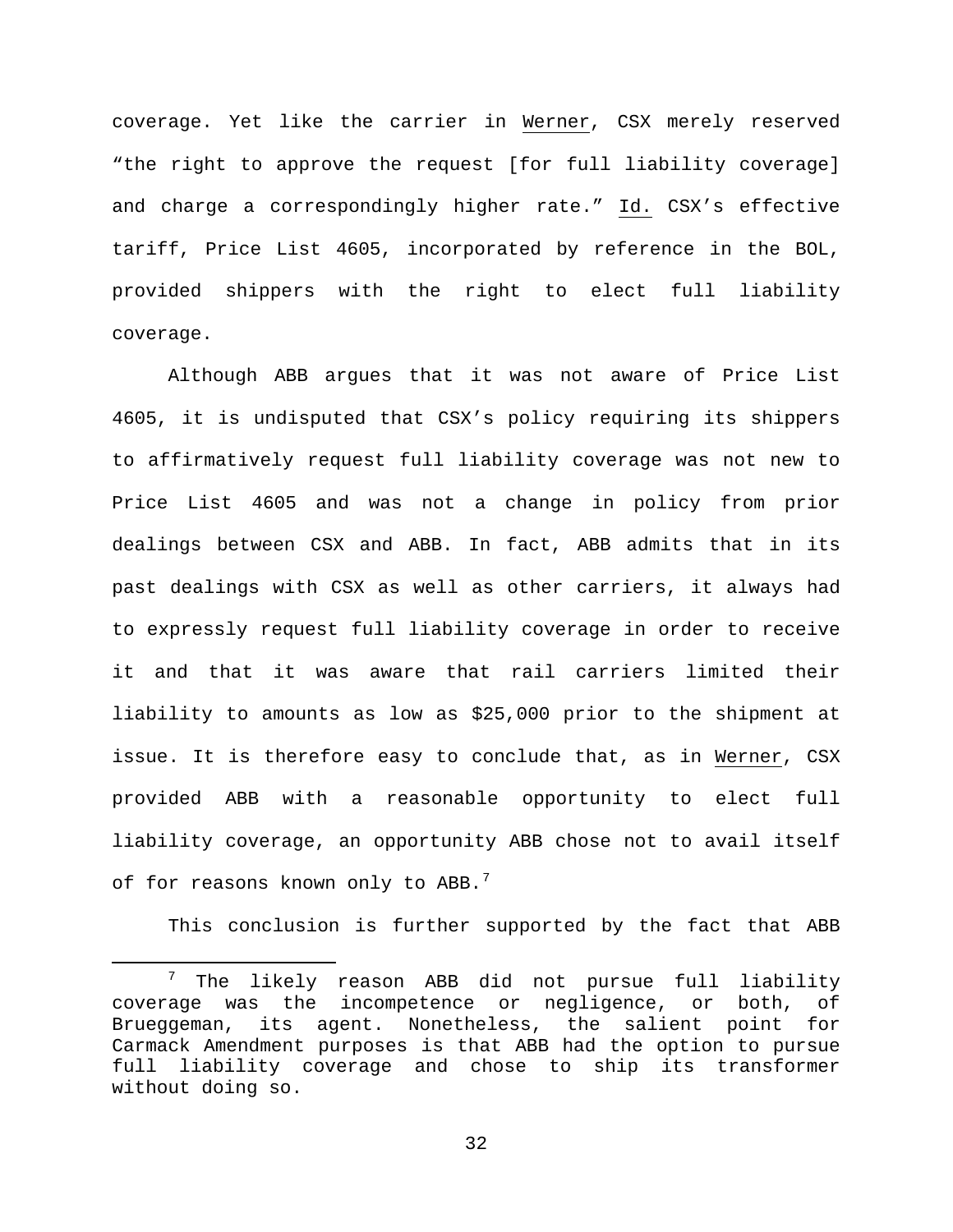coverage. Yet like the carrier in Werner, CSX merely reserved "the right to approve the request [for full liability coverage] and charge a correspondingly higher rate." Id. CSX's effective tariff, Price List 4605, incorporated by reference in the BOL, provided shippers with the right to elect full liability coverage.

Although ABB argues that it was not aware of Price List 4605, it is undisputed that CSX's policy requiring its shippers to affirmatively request full liability coverage was not new to Price List 4605 and was not a change in policy from prior dealings between CSX and ABB. In fact, ABB admits that in its past dealings with CSX as well as other carriers, it always had to expressly request full liability coverage in order to receive it and that it was aware that rail carriers limited their liability to amounts as low as $25,000 prior to the shipment at issue. It is therefore easy to conclude that, as in Werner, CSX provided ABB with a reasonable opportunity to elect full liability coverage, an opportunity ABB chose not to avail itself of for reasons known only to ABB.[7]

This conclusion is further supported by the fact that ABB

---

[7] The likely reason ABB did not pursue full liability coverage was the incompetence or negligence, or both, of Brueggeman, its agent. Nonetheless, the salient point for Carmack Amendment purposes is that ABB had the option to pursue full liability coverage and chose to ship its transformer without doing so.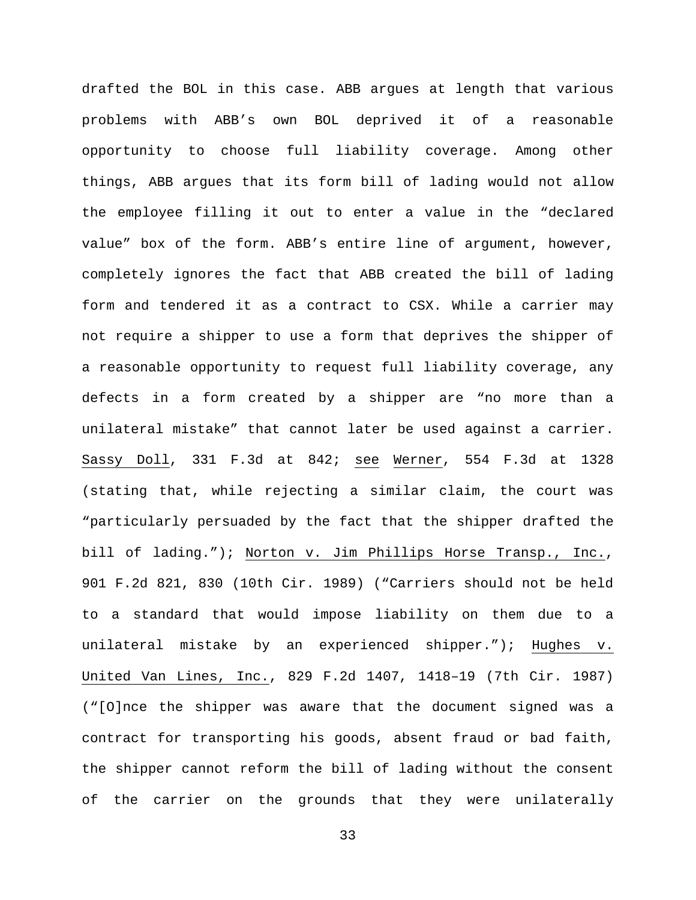drafted the BOL in this case. ABB argues at length that various problems with ABB's own BOL deprived it of a reasonable opportunity to choose full liability coverage. Among other things, ABB argues that its form bill of lading would not allow the employee filling it out to enter a value in the "declared value" box of the form. ABB's entire line of argument, however, completely ignores the fact that ABB created the bill of lading form and tendered it as a contract to CSX. While a carrier may not require a shipper to use a form that deprives the shipper of a reasonable opportunity to request full liability coverage, any defects in a form created by a shipper are "no more than a unilateral mistake" that cannot later be used against a carrier. Sassy Doll, 331 F.3d at 842; see Werner, 554 F.3d at 1328 (stating that, while rejecting a similar claim, the court was "particularly persuaded by the fact that the shipper drafted the bill of lading."); Norton v. Jim Phillips Horse Transp., Inc., 901 F.2d 821, 830 (10th Cir. 1989) ("Carriers should not be held to a standard that would impose liability on them due to a unilateral mistake by an experienced shipper."); Hughes v. United Van Lines, Inc., 829 F.2d 1407, 1418–19 (7th Cir. 1987) ("[O]nce the shipper was aware that the document signed was a contract for transporting his goods, absent fraud or bad faith, the shipper cannot reform the bill of lading without the consent of the carrier on the grounds that they were unilaterally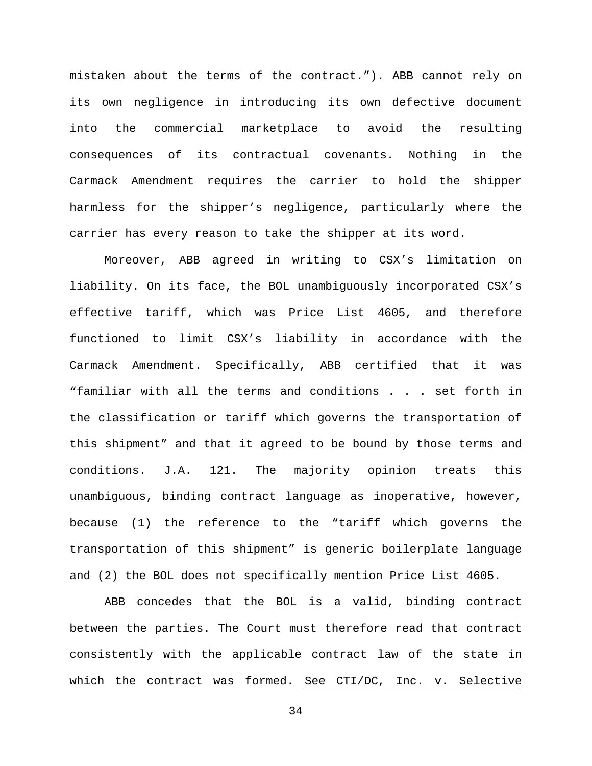mistaken about the terms of the contract."). ABB cannot rely on its own negligence in introducing its own defective document into the commercial marketplace to avoid the resulting consequences of its contractual covenants. Nothing in the Carmack Amendment requires the carrier to hold the shipper harmless for the shipper's negligence, particularly where the carrier has every reason to take the shipper at its word.

Moreover, ABB agreed in writing to CSX's limitation on liability. On its face, the BOL unambiguously incorporated CSX's effective tariff, which was Price List 4605, and therefore functioned to limit CSX's liability in accordance with the Carmack Amendment. Specifically, ABB certified that it was "familiar with all the terms and conditions . . . set forth in the classification or tariff which governs the transportation of this shipment" and that it agreed to be bound by those terms and conditions. J.A. 121. The majority opinion treats this unambiguous, binding contract language as inoperative, however, because (1) the reference to the "tariff which governs the transportation of this shipment" is generic boilerplate language and (2) the BOL does not specifically mention Price List 4605.

ABB concedes that the BOL is a valid, binding contract between the parties. The Court must therefore read that contract consistently with the applicable contract law of the state in which the contract was formed. See CTI/DC, Inc. v. Selective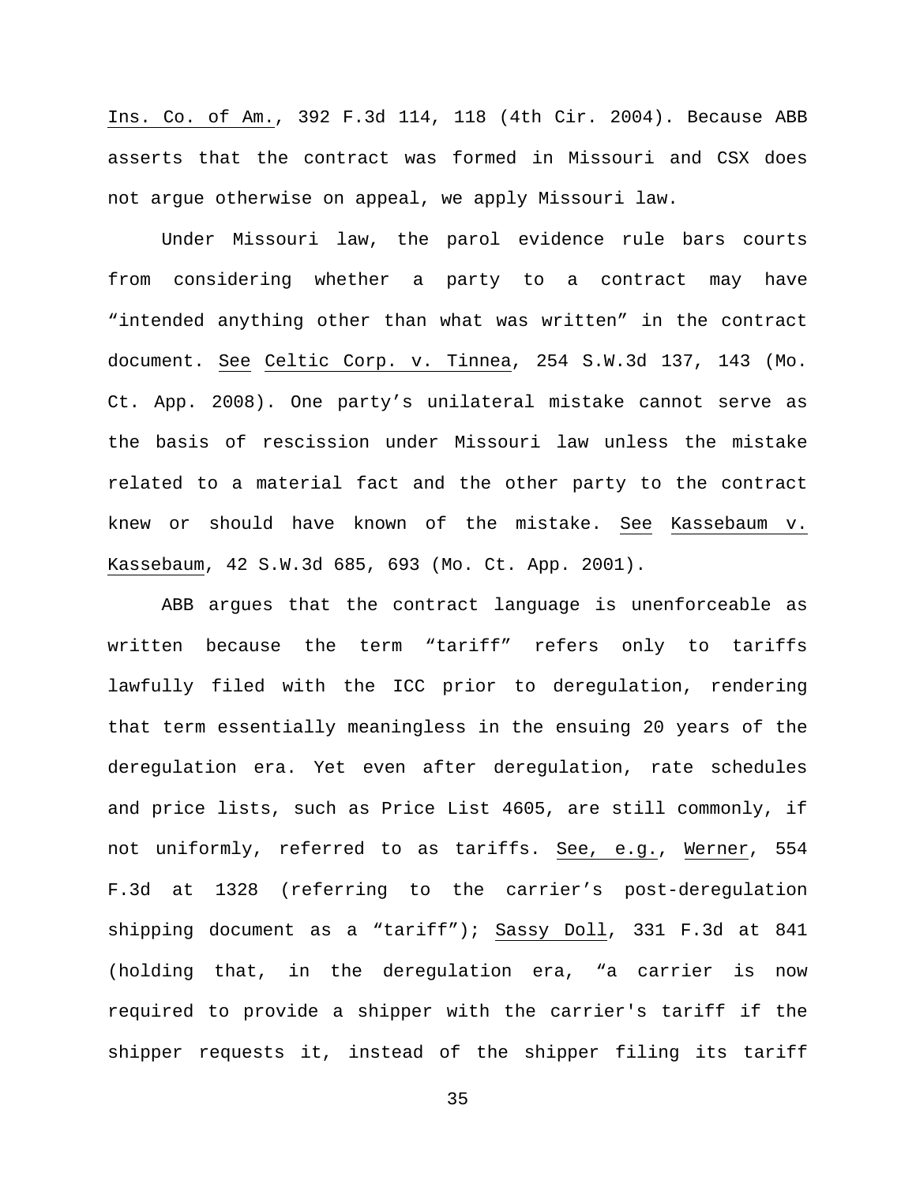Ins. Co. of Am., 392 F.3d 114, 118 (4th Cir. 2004). Because ABB asserts that the contract was formed in Missouri and CSX does not argue otherwise on appeal, we apply Missouri law.

Under Missouri law, the parol evidence rule bars courts from considering whether a party to a contract may have "intended anything other than what was written" in the contract document. See Celtic Corp. v. Tinnea, 254 S.W.3d 137, 143 (Mo. Ct. App. 2008). One party's unilateral mistake cannot serve as the basis of rescission under Missouri law unless the mistake related to a material fact and the other party to the contract knew or should have known of the mistake. See Kassebaum v. Kassebaum, 42 S.W.3d 685, 693 (Mo. Ct. App. 2001).

ABB argues that the contract language is unenforceable as written because the term "tariff" refers only to tariffs lawfully filed with the ICC prior to deregulation, rendering that term essentially meaningless in the ensuing 20 years of the deregulation era. Yet even after deregulation, rate schedules and price lists, such as Price List 4605, are still commonly, if not uniformly, referred to as tariffs. See, e.g., Werner, 554 F.3d at 1328 (referring to the carrier's post-deregulation shipping document as a "tariff"); Sassy Doll, 331 F.3d at 841 (holding that, in the deregulation era, "a carrier is now required to provide a shipper with the carrier's tariff if the shipper requests it, instead of the shipper filing its tariff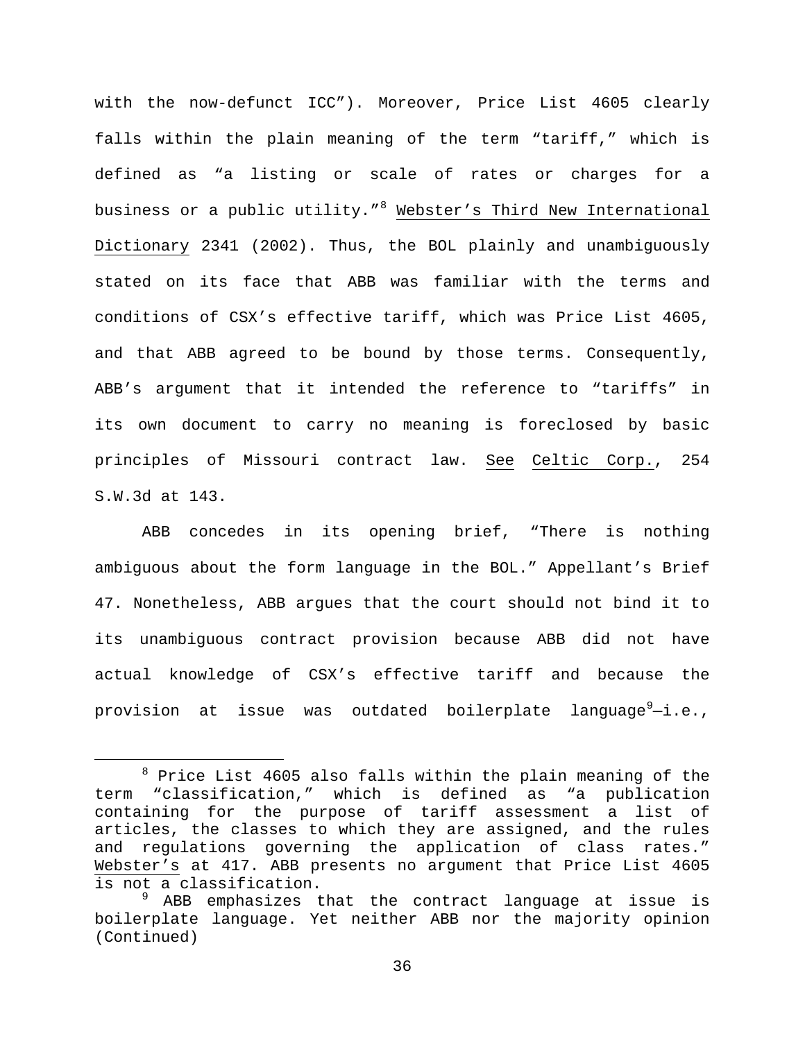with the now-defunct ICC"). Moreover, Price List 4605 clearly falls within the plain meaning of the term "tariff," which is defined as "a listing or scale of rates or charges for a business or a public utility."[8] Webster's Third New International Dictionary 2341 (2002). Thus, the BOL plainly and unambiguously stated on its face that ABB was familiar with the terms and conditions of CSX's effective tariff, which was Price List 4605, and that ABB agreed to be bound by those terms. Consequently, ABB's argument that it intended the reference to "tariffs" in its own document to carry no meaning is foreclosed by basic principles of Missouri contract law. See Celtic Corp., 254 S.W.3d at 143.

ABB concedes in its opening brief, "There is nothing ambiguous about the form language in the BOL." Appellant's Brief 47. Nonetheless, ABB argues that the court should not bind it to its unambiguous contract provision because ABB did not have actual knowledge of CSX's effective tariff and because the provision at issue was outdated boilerplate language[9]—i.e.,

[8] Price List 4605 also falls within the plain meaning of the term "classification," which is defined as "a publication containing for the purpose of tariff assessment a list of articles, the classes to which they are assigned, and the rules and regulations governing the application of class rates." Webster's at 417. ABB presents no argument that Price List 4605 is not a classification.

[9] ABB emphasizes that the contract language at issue is boilerplate language. Yet neither ABB nor the majority opinion (Continued)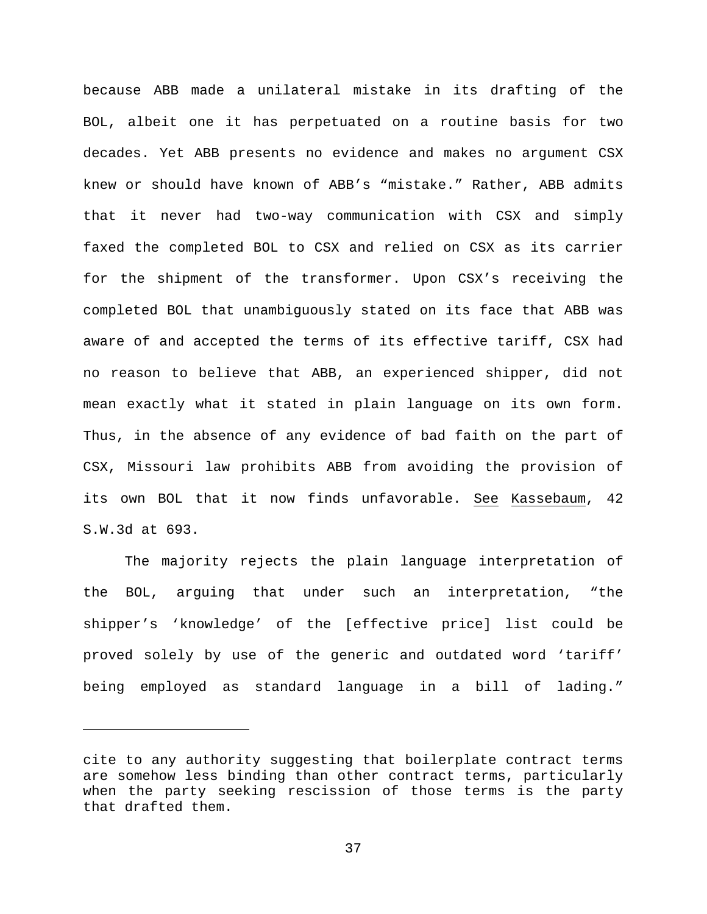because ABB made a unilateral mistake in its drafting of the BOL, albeit one it has perpetuated on a routine basis for two decades. Yet ABB presents no evidence and makes no argument CSX knew or should have known of ABB's "mistake." Rather, ABB admits that it never had two-way communication with CSX and simply faxed the completed BOL to CSX and relied on CSX as its carrier for the shipment of the transformer. Upon CSX's receiving the completed BOL that unambiguously stated on its face that ABB was aware of and accepted the terms of its effective tariff, CSX had no reason to believe that ABB, an experienced shipper, did not mean exactly what it stated in plain language on its own form. Thus, in the absence of any evidence of bad faith on the part of CSX, Missouri law prohibits ABB from avoiding the provision of its own BOL that it now finds unfavorable. See Kassebaum, 42 S.W.3d at 693.

The majority rejects the plain language interpretation of the BOL, arguing that under such an interpretation, "the shipper's 'knowledge' of the [effective price] list could be proved solely by use of the generic and outdated word 'tariff' being employed as standard language in a bill of lading."

---

cite to any authority suggesting that boilerplate contract terms are somehow less binding than other contract terms, particularly when the party seeking rescission of those terms is the party that drafted them.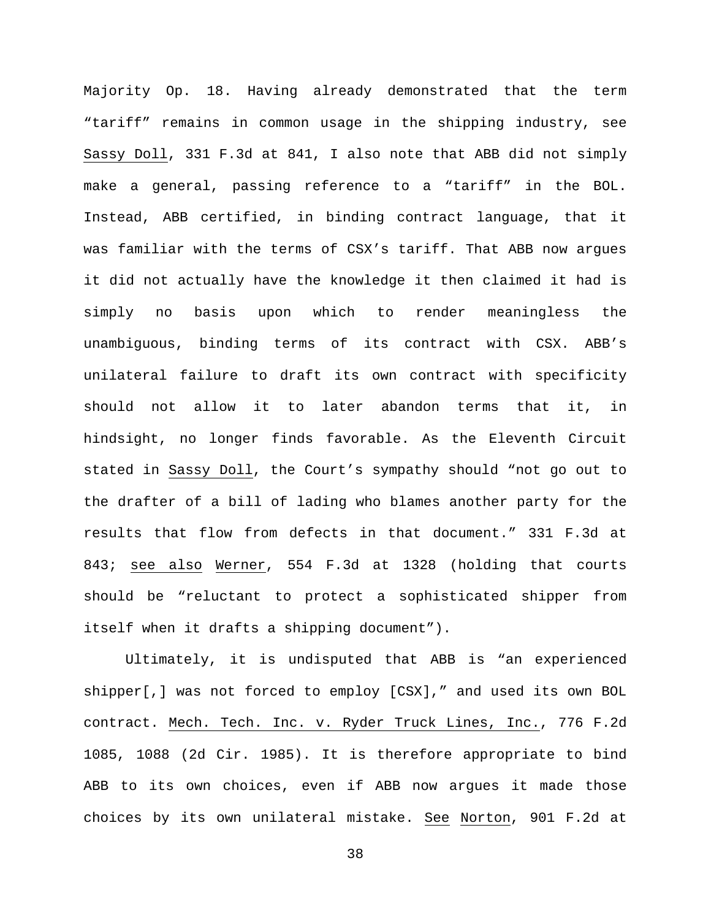Majority Op. 18. Having already demonstrated that the term "tariff" remains in common usage in the shipping industry, see Sassy Doll, 331 F.3d at 841, I also note that ABB did not simply make a general, passing reference to a "tariff" in the BOL. Instead, ABB certified, in binding contract language, that it was familiar with the terms of CSX's tariff. That ABB now argues it did not actually have the knowledge it then claimed it had is simply no basis upon which to render meaningless the unambiguous, binding terms of its contract with CSX. ABB's unilateral failure to draft its own contract with specificity should not allow it to later abandon terms that it, in hindsight, no longer finds favorable. As the Eleventh Circuit stated in Sassy Doll, the Court's sympathy should "not go out to the drafter of a bill of lading who blames another party for the results that flow from defects in that document." 331 F.3d at 843; see also Werner, 554 F.3d at 1328 (holding that courts should be "reluctant to protect a sophisticated shipper from itself when it drafts a shipping document").

Ultimately, it is undisputed that ABB is "an experienced shipper[,] was not forced to employ [CSX]," and used its own BOL contract. Mech. Tech. Inc. v. Ryder Truck Lines, Inc., 776 F.2d 1085, 1088 (2d Cir. 1985). It is therefore appropriate to bind ABB to its own choices, even if ABB now argues it made those choices by its own unilateral mistake. See Norton, 901 F.2d at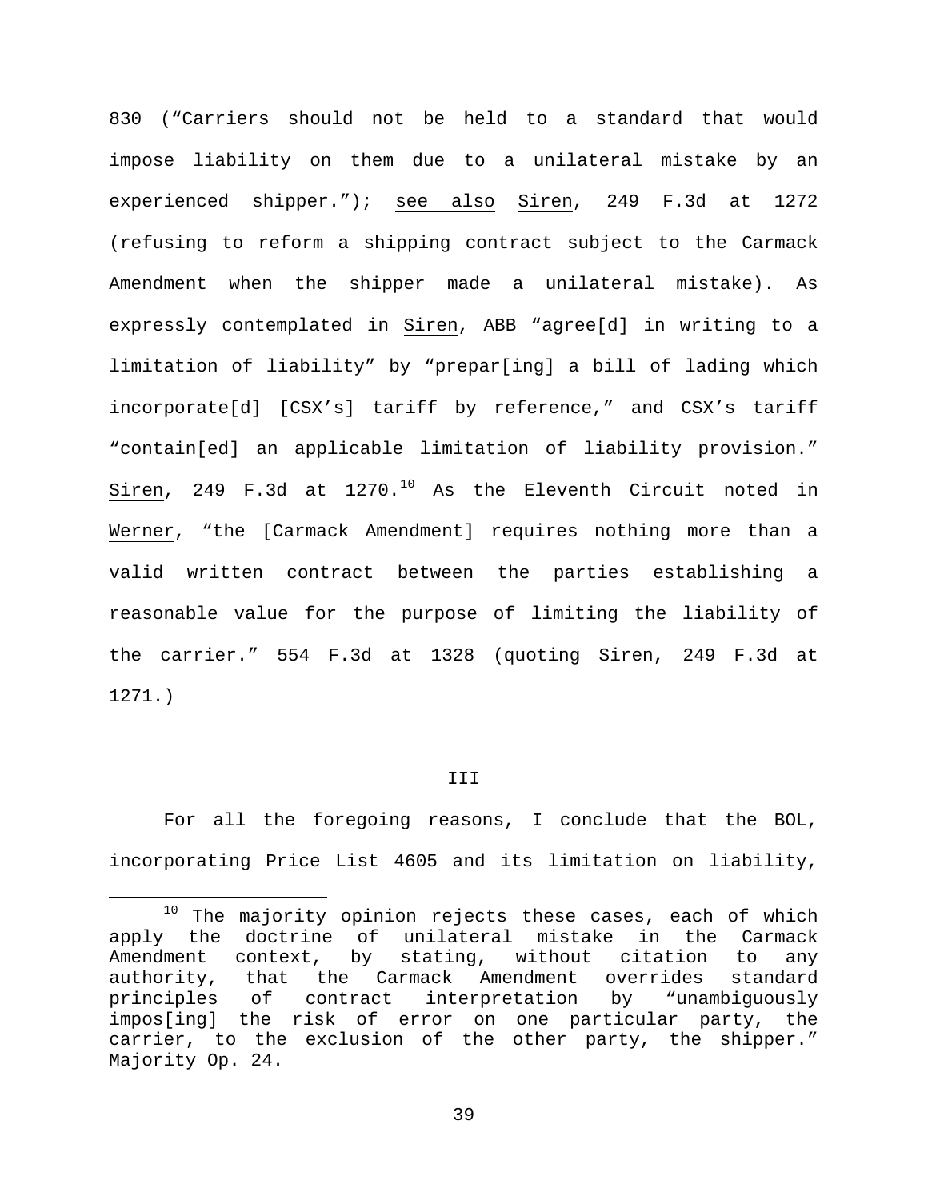830 ("Carriers should not be held to a standard that would impose liability on them due to a unilateral mistake by an experienced shipper."); see also Siren, 249 F.3d at 1272 (refusing to reform a shipping contract subject to the Carmack Amendment when the shipper made a unilateral mistake). As expressly contemplated in Siren, ABB "agree[d] in writing to a limitation of liability" by "prepar[ing] a bill of lading which incorporate[d] [CSX's] tariff by reference," and CSX's tariff "contain[ed] an applicable limitation of liability provision." Siren, 249 F.3d at 1270.[10] As the Eleventh Circuit noted in Werner, "the [Carmack Amendment] requires nothing more than a valid written contract between the parties establishing a reasonable value for the purpose of limiting the liability of the carrier." 554 F.3d at 1328 (quoting Siren, 249 F.3d at 1271.)

## III

For all the foregoing reasons, I conclude that the BOL, incorporating Price List 4605 and its limitation on liability,

[10] The majority opinion rejects these cases, each of which apply the doctrine of unilateral mistake in the Carmack Amendment context, by stating, without citation to any authority, that the Carmack Amendment overrides standard principles of contract interpretation by "unambiguously impos[ing] the risk of error on one particular party, the carrier, to the exclusion of the other party, the shipper." Majority Op. 24.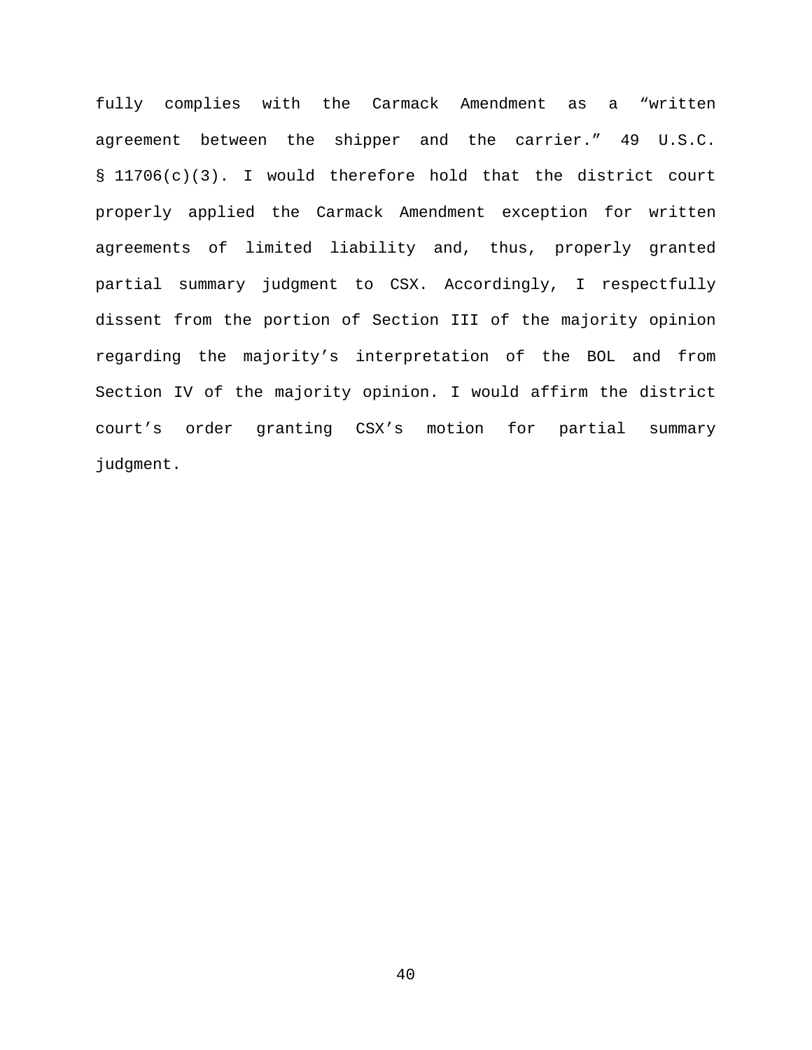fully complies with the Carmack Amendment as a “written agreement between the shipper and the carrier.” 49 U.S.C. § 11706(c)(3). I would therefore hold that the district court properly applied the Carmack Amendment exception for written agreements of limited liability and, thus, properly granted partial summary judgment to CSX. Accordingly, I respectfully dissent from the portion of Section III of the majority opinion regarding the majority’s interpretation of the BOL and from Section IV of the majority opinion. I would affirm the district court’s order granting CSX’s motion for partial summary judgment.